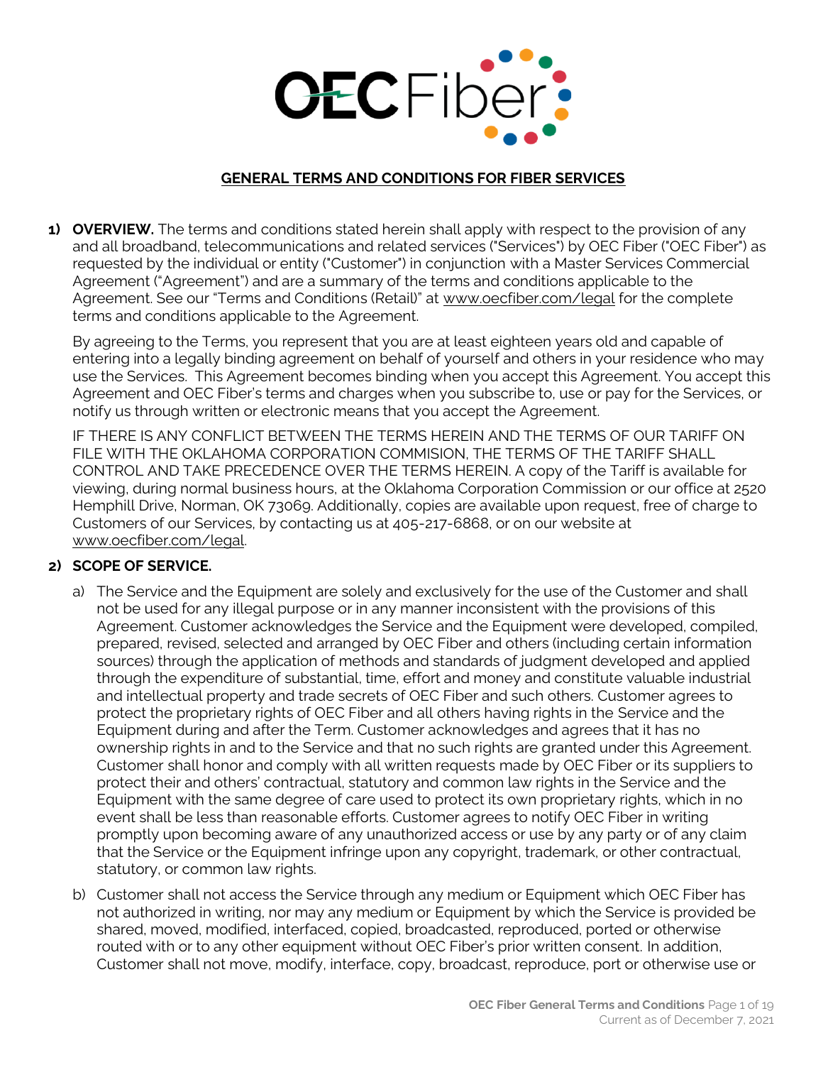OECFiber

# GENERAL TERMS AND CONDITIONS FOR FIBER SERVICES

1) **OVERVIEW.** The terms and conditions stated herein shall apply with respect to the provision of any and all broadband, telecommunications and related services ("Services") by OEC Fiber ("OEC Fiber") as requested by the individual or entity ("Customer") in conjunction with a Master Services Commercial Agreement ("Agreement") and are a summary of the terms and conditions applicable to the Agreement. See our "Terms and Conditions (Retail)" at www.oecfiber.com/legal for the complete terms and conditions applicable to the Agreement.

   By agreeing to the Terms, you represent that you are at least eighteen years old and capable of entering into a legally binding agreement on behalf of yourself and others in your residence who may use the Services. This Agreement becomes binding when you accept this Agreement. You accept this Agreement and OEC Fiber's terms and charges when you subscribe to, use or pay for the Services, or notify us through written or electronic means that you accept the Agreement.

   IF THERE IS ANY CONFLICT BETWEEN THE TERMS HEREIN AND THE TERMS OF OUR TARIFF ON FILE WITH THE OKLAHOMA CORPORATION COMMISION, THE TERMS OF THE TARIFF SHALL CONTROL AND TAKE PRECEDENCE OVER THE TERMS HEREIN. A copy of the Tariff is available for viewing, during normal business hours, at the Oklahoma Corporation Commission or our office at 2520 Hemphill Drive, Norman, OK 73069. Additionally, copies are available upon request, free of charge to Customers of our Services, by contacting us at 405-217-6868, or on our website at www.oecfiber.com/legal.

2) **SCOPE OF SERVICE.**

   a) The Service and the Equipment are solely and exclusively for the use of the Customer and shall not be used for any illegal purpose or in any manner inconsistent with the provisions of this Agreement. Customer acknowledges the Service and the Equipment were developed, compiled, prepared, revised, selected and arranged by OEC Fiber and others (including certain information sources) through the application of methods and standards of judgment developed and applied through the expenditure of substantial, time, effort and money and constitute valuable industrial and intellectual property and trade secrets of OEC Fiber and such others. Customer agrees to protect the proprietary rights of OEC Fiber and all others having rights in the Service and the Equipment during and after the Term. Customer acknowledges and agrees that it has no ownership rights in and to the Service and that no such rights are granted under this Agreement. Customer shall honor and comply with all written requests made by OEC Fiber or its suppliers to protect their and others' contractual, statutory and common law rights in the Service and the Equipment with the same degree of care used to protect its own proprietary rights, which in no event shall be less than reasonable efforts. Customer agrees to notify OEC Fiber in writing promptly upon becoming aware of any unauthorized access or use by any party or of any claim that the Service or the Equipment infringe upon any copyright, trademark, or other contractual, statutory, or common law rights.

   b) Customer shall not access the Service through any medium or Equipment which OEC Fiber has not authorized in writing, nor may any medium or Equipment by which the Service is provided be shared, moved, modified, interfaced, copied, broadcasted, reproduced, ported or otherwise routed with or to any other equipment without OEC Fiber's prior written consent. In addition, Customer shall not move, modify, interface, copy, broadcast, reproduce, port or otherwise use or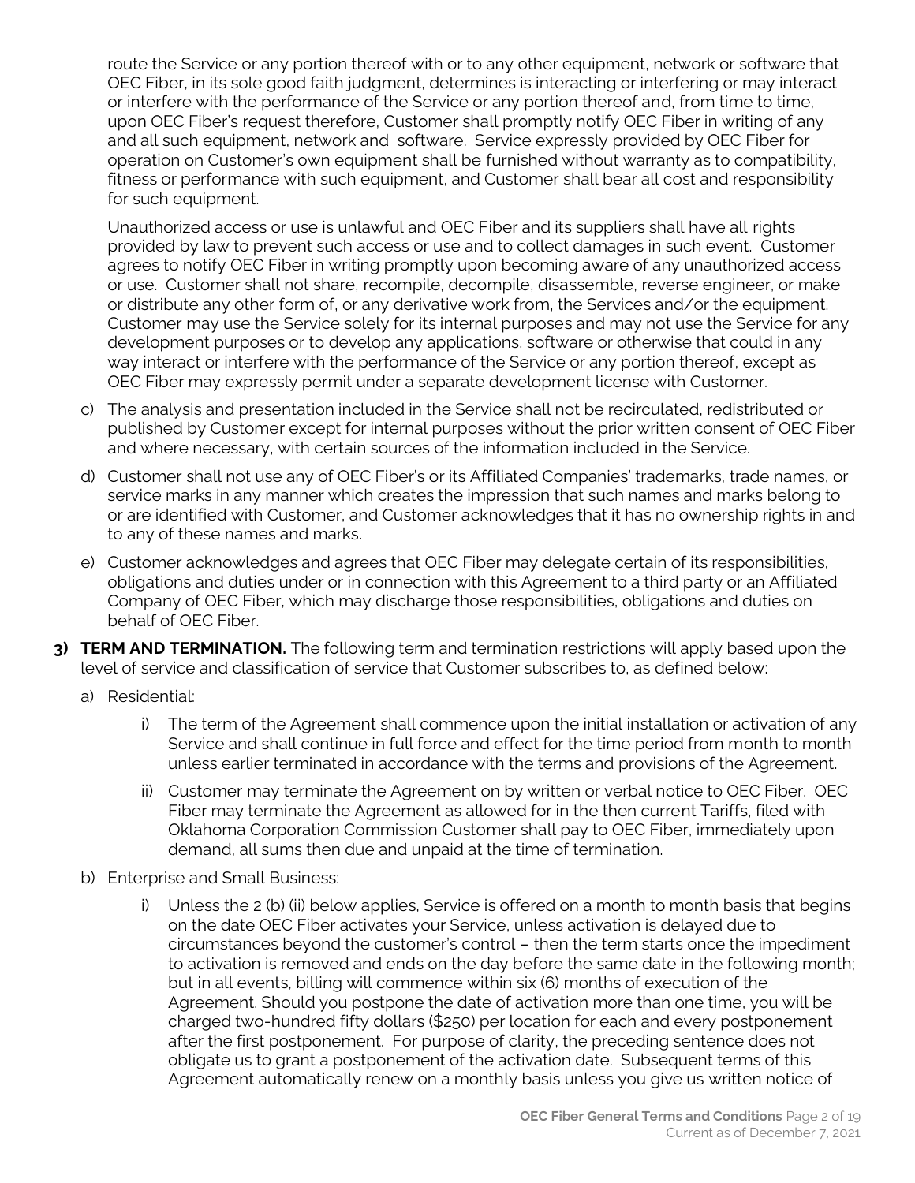route the Service or any portion thereof with or to any other equipment, network or software that OEC Fiber, in its sole good faith judgment, determines is interacting or interfering or may interact or interfere with the performance of the Service or any portion thereof and, from time to time, upon OEC Fiber's request therefore, Customer shall promptly notify OEC Fiber in writing of any and all such equipment, network and software. Service expressly provided by OEC Fiber for operation on Customer's own equipment shall be furnished without warranty as to compatibility, fitness or performance with such equipment, and Customer shall bear all cost and responsibility for such equipment.

Unauthorized access or use is unlawful and OEC Fiber and its suppliers shall have all rights provided by law to prevent such access or use and to collect damages in such event. Customer agrees to notify OEC Fiber in writing promptly upon becoming aware of any unauthorized access or use. Customer shall not share, recompile, decompile, disassemble, reverse engineer, or make or distribute any other form of, or any derivative work from, the Services and/or the equipment. Customer may use the Service solely for its internal purposes and may not use the Service for any development purposes or to develop any applications, software or otherwise that could in any way interact or interfere with the performance of the Service or any portion thereof, except as OEC Fiber may expressly permit under a separate development license with Customer.

c) The analysis and presentation included in the Service shall not be recirculated, redistributed or published by Customer except for internal purposes without the prior written consent of OEC Fiber and where necessary, with certain sources of the information included in the Service.

d) Customer shall not use any of OEC Fiber's or its Affiliated Companies' trademarks, trade names, or service marks in any manner which creates the impression that such names and marks belong to or are identified with Customer, and Customer acknowledges that it has no ownership rights in and to any of these names and marks.

e) Customer acknowledges and agrees that OEC Fiber may delegate certain of its responsibilities, obligations and duties under or in connection with this Agreement to a third party or an Affiliated Company of OEC Fiber, which may discharge those responsibilities, obligations and duties on behalf of OEC Fiber.

**3) TERM AND TERMINATION.** The following term and termination restrictions will apply based upon the level of service and classification of service that Customer subscribes to, as defined below:

a) Residential:

i) The term of the Agreement shall commence upon the initial installation or activation of any Service and shall continue in full force and effect for the time period from month to month unless earlier terminated in accordance with the terms and provisions of the Agreement.

ii) Customer may terminate the Agreement on by written or verbal notice to OEC Fiber. OEC Fiber may terminate the Agreement as allowed for in the then current Tariffs, filed with Oklahoma Corporation Commission Customer shall pay to OEC Fiber, immediately upon demand, all sums then due and unpaid at the time of termination.

b) Enterprise and Small Business:

i) Unless the 2 (b) (ii) below applies, Service is offered on a month to month basis that begins on the date OEC Fiber activates your Service, unless activation is delayed due to circumstances beyond the customer's control – then the term starts once the impediment to activation is removed and ends on the day before the same date in the following month; but in all events, billing will commence within six (6) months of execution of the Agreement. Should you postpone the date of activation more than one time, you will be charged two-hundred fifty dollars ($250) per location for each and every postponement after the first postponement. For purpose of clarity, the preceding sentence does not obligate us to grant a postponement of the activation date. Subsequent terms of this Agreement automatically renew on a monthly basis unless you give us written notice of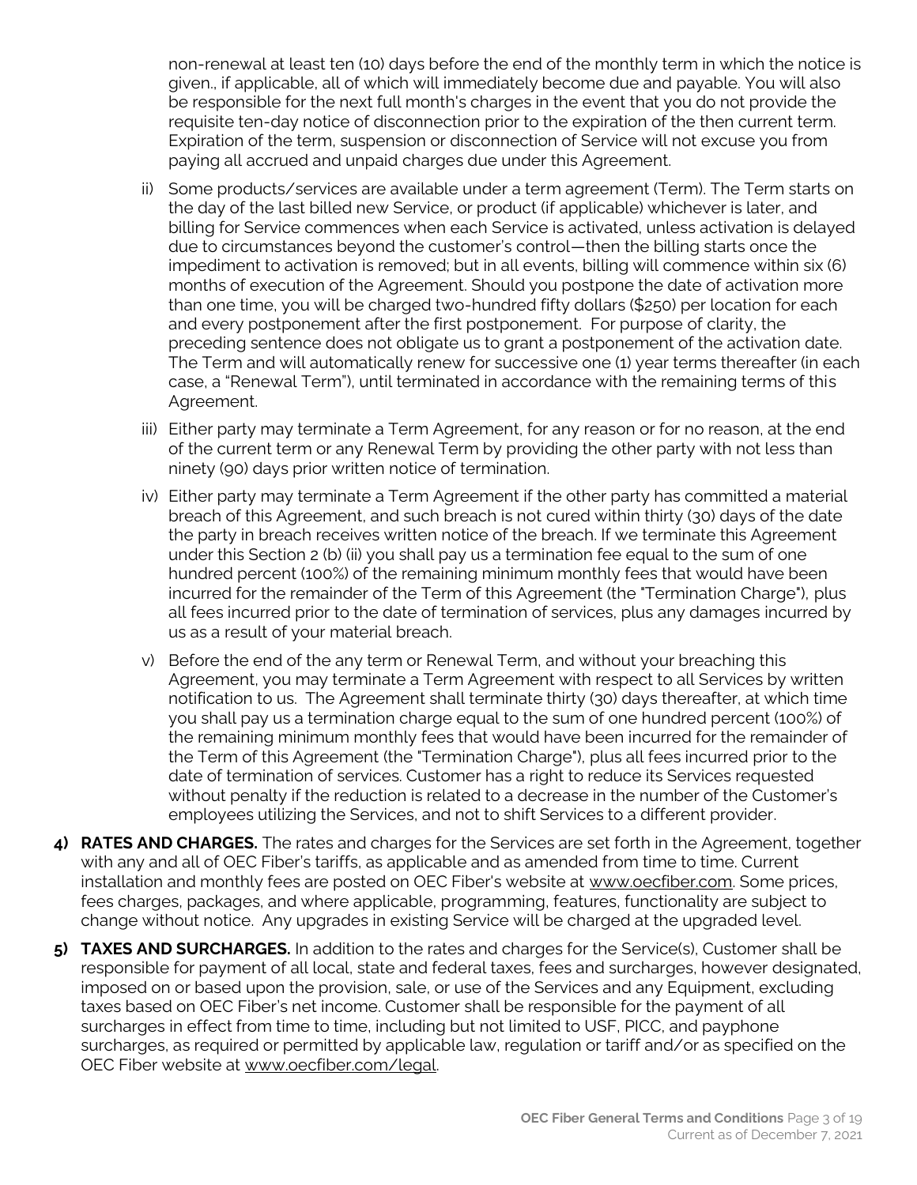non-renewal at least ten (10) days before the end of the monthly term in which the notice is given., if applicable, all of which will immediately become due and payable. You will also be responsible for the next full month's charges in the event that you do not provide the requisite ten-day notice of disconnection prior to the expiration of the then current term. Expiration of the term, suspension or disconnection of Service will not excuse you from paying all accrued and unpaid charges due under this Agreement.

ii) Some products/services are available under a term agreement (Term). The Term starts on the day of the last billed new Service, or product (if applicable) whichever is later, and billing for Service commences when each Service is activated, unless activation is delayed due to circumstances beyond the customer's control—then the billing starts once the impediment to activation is removed; but in all events, billing will commence within six (6) months of execution of the Agreement. Should you postpone the date of activation more than one time, you will be charged two-hundred fifty dollars ($250) per location for each and every postponement after the first postponement. For purpose of clarity, the preceding sentence does not obligate us to grant a postponement of the activation date. The Term and will automatically renew for successive one (1) year terms thereafter (in each case, a "Renewal Term"), until terminated in accordance with the remaining terms of this Agreement.

iii) Either party may terminate a Term Agreement, for any reason or for no reason, at the end of the current term or any Renewal Term by providing the other party with not less than ninety (90) days prior written notice of termination.

iv) Either party may terminate a Term Agreement if the other party has committed a material breach of this Agreement, and such breach is not cured within thirty (30) days of the date the party in breach receives written notice of the breach. If we terminate this Agreement under this Section 2 (b) (ii) you shall pay us a termination fee equal to the sum of one hundred percent (100%) of the remaining minimum monthly fees that would have been incurred for the remainder of the Term of this Agreement (the "Termination Charge"), plus all fees incurred prior to the date of termination of services, plus any damages incurred by us as a result of your material breach.

v) Before the end of the any term or Renewal Term, and without your breaching this Agreement, you may terminate a Term Agreement with respect to all Services by written notification to us. The Agreement shall terminate thirty (30) days thereafter, at which time you shall pay us a termination charge equal to the sum of one hundred percent (100%) of the remaining minimum monthly fees that would have been incurred for the remainder of the Term of this Agreement (the "Termination Charge"), plus all fees incurred prior to the date of termination of services. Customer has a right to reduce its Services requested without penalty if the reduction is related to a decrease in the number of the Customer's employees utilizing the Services, and not to shift Services to a different provider.

**4) RATES AND CHARGES.** The rates and charges for the Services are set forth in the Agreement, together with any and all of OEC Fiber's tariffs, as applicable and as amended from time to time. Current installation and monthly fees are posted on OEC Fiber's website at www.oecfiber.com. Some prices, fees charges, packages, and where applicable, programming, features, functionality are subject to change without notice. Any upgrades in existing Service will be charged at the upgraded level.

**5) TAXES AND SURCHARGES.** In addition to the rates and charges for the Service(s), Customer shall be responsible for payment of all local, state and federal taxes, fees and surcharges, however designated, imposed on or based upon the provision, sale, or use of the Services and any Equipment, excluding taxes based on OEC Fiber's net income. Customer shall be responsible for the payment of all surcharges in effect from time to time, including but not limited to USF, PICC, and payphone surcharges, as required or permitted by applicable law, regulation or tariff and/or as specified on the OEC Fiber website at www.oecfiber.com/legal.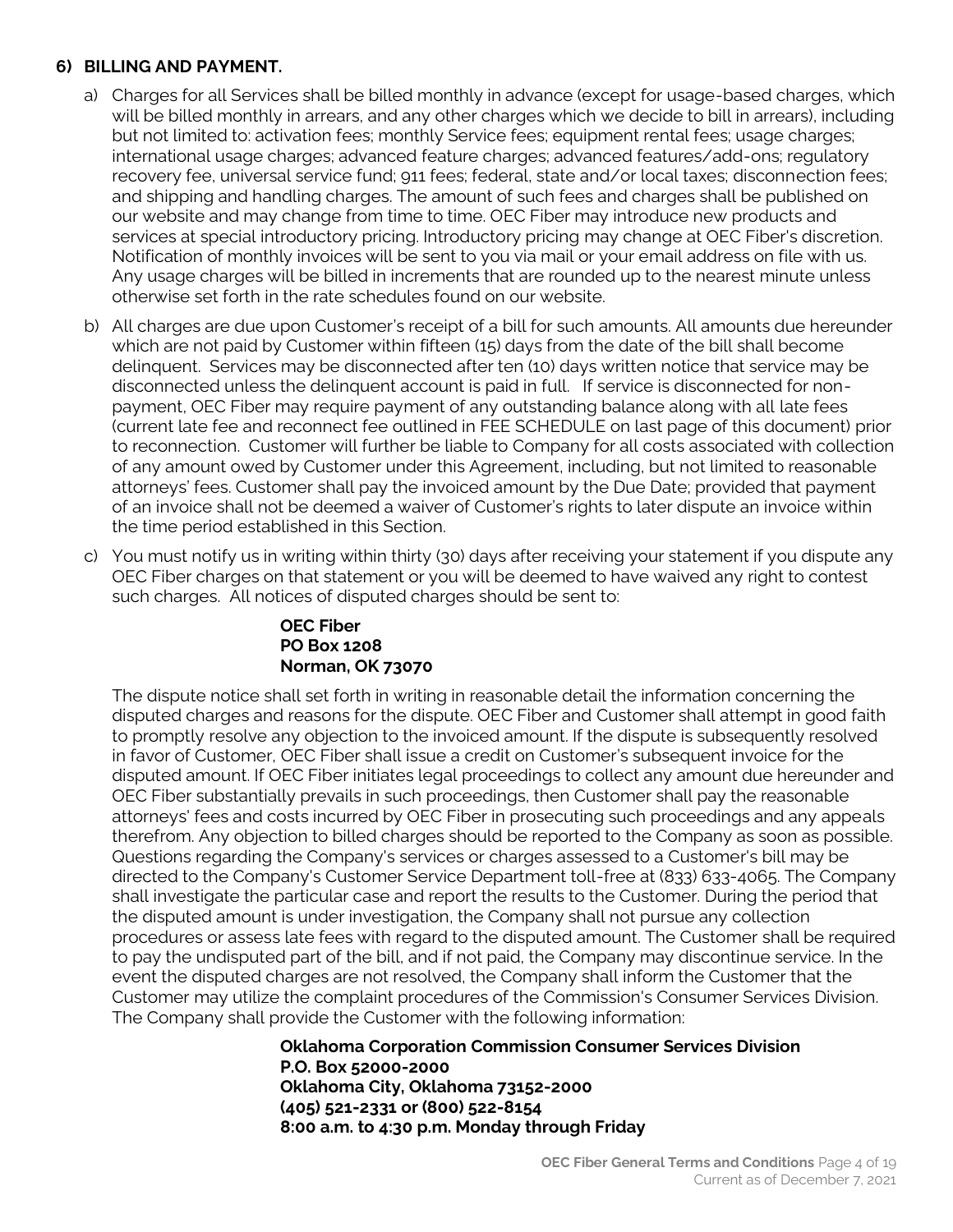## 6) BILLING AND PAYMENT.

a) Charges for all Services shall be billed monthly in advance (except for usage-based charges, which will be billed monthly in arrears, and any other charges which we decide to bill in arrears), including but not limited to: activation fees; monthly Service fees; equipment rental fees; usage charges; international usage charges; advanced feature charges; advanced features/add-ons; regulatory recovery fee, universal service fund; 911 fees; federal, state and/or local taxes; disconnection fees; and shipping and handling charges. The amount of such fees and charges shall be published on our website and may change from time to time. OEC Fiber may introduce new products and services at special introductory pricing. Introductory pricing may change at OEC Fiber's discretion. Notification of monthly invoices will be sent to you via mail or your email address on file with us. Any usage charges will be billed in increments that are rounded up to the nearest minute unless otherwise set forth in the rate schedules found on our website.

b) All charges are due upon Customer's receipt of a bill for such amounts. All amounts due hereunder which are not paid by Customer within fifteen (15) days from the date of the bill shall become delinquent. Services may be disconnected after ten (10) days written notice that service may be disconnected unless the delinquent account is paid in full. If service is disconnected for non-payment, OEC Fiber may require payment of any outstanding balance along with all late fees (current late fee and reconnect fee outlined in FEE SCHEDULE on last page of this document) prior to reconnection. Customer will further be liable to Company for all costs associated with collection of any amount owed by Customer under this Agreement, including, but not limited to reasonable attorneys' fees. Customer shall pay the invoiced amount by the Due Date; provided that payment of an invoice shall not be deemed a waiver of Customer's rights to later dispute an invoice within the time period established in this Section.

c) You must notify us in writing within thirty (30) days after receiving your statement if you dispute any OEC Fiber charges on that statement or you will be deemed to have waived any right to contest such charges. All notices of disputed charges should be sent to:

   **OEC Fiber**
   **PO Box 1208**
   **Norman, OK 73070**

   The dispute notice shall set forth in writing in reasonable detail the information concerning the disputed charges and reasons for the dispute. OEC Fiber and Customer shall attempt in good faith to promptly resolve any objection to the invoiced amount. If the dispute is subsequently resolved in favor of Customer, OEC Fiber shall issue a credit on Customer's subsequent invoice for the disputed amount. If OEC Fiber initiates legal proceedings to collect any amount due hereunder and OEC Fiber substantially prevails in such proceedings, then Customer shall pay the reasonable attorneys' fees and costs incurred by OEC Fiber in prosecuting such proceedings and any appeals therefrom. Any objection to billed charges should be reported to the Company as soon as possible. Questions regarding the Company's services or charges assessed to a Customer's bill may be directed to the Company's Customer Service Department toll-free at (833) 633-4065. The Company shall investigate the particular case and report the results to the Customer. During the period that the disputed amount is under investigation, the Company shall not pursue any collection procedures or assess late fees with regard to the disputed amount. The Customer shall be required to pay the undisputed part of the bill, and if not paid, the Company may discontinue service. In the event the disputed charges are not resolved, the Company shall inform the Customer that the Customer may utilize the complaint procedures of the Commission's Consumer Services Division. The Company shall provide the Customer with the following information:

   **Oklahoma Corporation Commission Consumer Services Division**
   **P.O. Box 52000-2000**
   **Oklahoma City, Oklahoma 73152-2000**
   **(405) 521-2331 or (800) 522-8154**
   **8:00 a.m. to 4:30 p.m. Monday through Friday**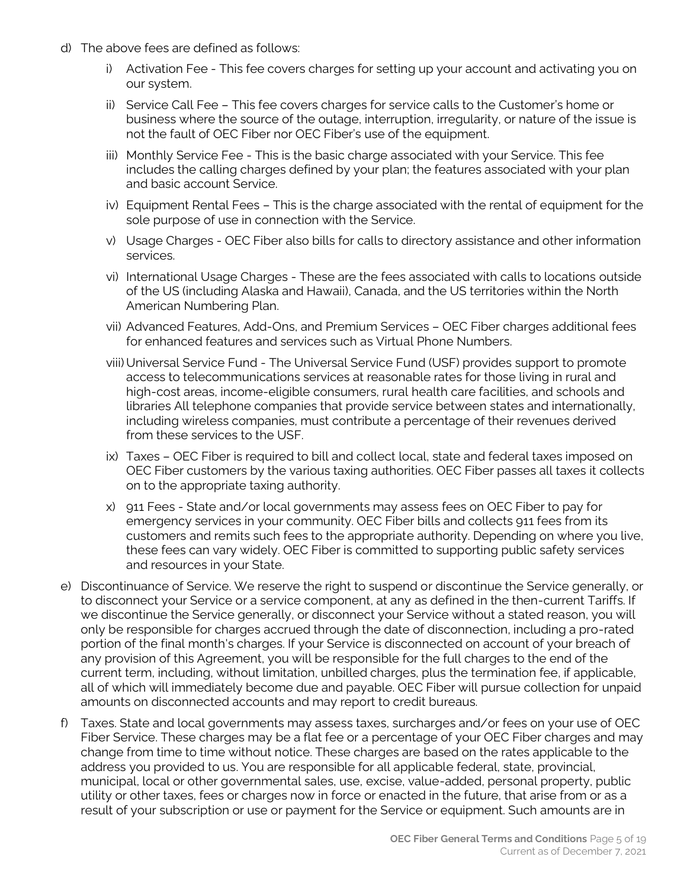d) The above fees are defined as follows:

   i) Activation Fee - This fee covers charges for setting up your account and activating you on our system.

   ii) Service Call Fee – This fee covers charges for service calls to the Customer's home or business where the source of the outage, interruption, irregularity, or nature of the issue is not the fault of OEC Fiber nor OEC Fiber's use of the equipment.

   iii) Monthly Service Fee - This is the basic charge associated with your Service. This fee includes the calling charges defined by your plan; the features associated with your plan and basic account Service.

   iv) Equipment Rental Fees – This is the charge associated with the rental of equipment for the sole purpose of use in connection with the Service.

   v) Usage Charges - OEC Fiber also bills for calls to directory assistance and other information services.

   vi) International Usage Charges - These are the fees associated with calls to locations outside of the US (including Alaska and Hawaii), Canada, and the US territories within the North American Numbering Plan.

   vii) Advanced Features, Add-Ons, and Premium Services – OEC Fiber charges additional fees for enhanced features and services such as Virtual Phone Numbers.

   viii) Universal Service Fund - The Universal Service Fund (USF) provides support to promote access to telecommunications services at reasonable rates for those living in rural and high-cost areas, income-eligible consumers, rural health care facilities, and schools and libraries All telephone companies that provide service between states and internationally, including wireless companies, must contribute a percentage of their revenues derived from these services to the USF.

   ix) Taxes – OEC Fiber is required to bill and collect local, state and federal taxes imposed on OEC Fiber customers by the various taxing authorities. OEC Fiber passes all taxes it collects on to the appropriate taxing authority.

   x) 911 Fees - State and/or local governments may assess fees on OEC Fiber to pay for emergency services in your community. OEC Fiber bills and collects 911 fees from its customers and remits such fees to the appropriate authority. Depending on where you live, these fees can vary widely. OEC Fiber is committed to supporting public safety services and resources in your State.

e) Discontinuance of Service. We reserve the right to suspend or discontinue the Service generally, or to disconnect your Service or a service component, at any as defined in the then-current Tariffs. If we discontinue the Service generally, or disconnect your Service without a stated reason, you will only be responsible for charges accrued through the date of disconnection, including a pro-rated portion of the final month's charges. If your Service is disconnected on account of your breach of any provision of this Agreement, you will be responsible for the full charges to the end of the current term, including, without limitation, unbilled charges, plus the termination fee, if applicable, all of which will immediately become due and payable. OEC Fiber will pursue collection for unpaid amounts on disconnected accounts and may report to credit bureaus.

f) Taxes. State and local governments may assess taxes, surcharges and/or fees on your use of OEC Fiber Service. These charges may be a flat fee or a percentage of your OEC Fiber charges and may change from time to time without notice. These charges are based on the rates applicable to the address you provided to us. You are responsible for all applicable federal, state, provincial, municipal, local or other governmental sales, use, excise, value-added, personal property, public utility or other taxes, fees or charges now in force or enacted in the future, that arise from or as a result of your subscription or use or payment for the Service or equipment. Such amounts are in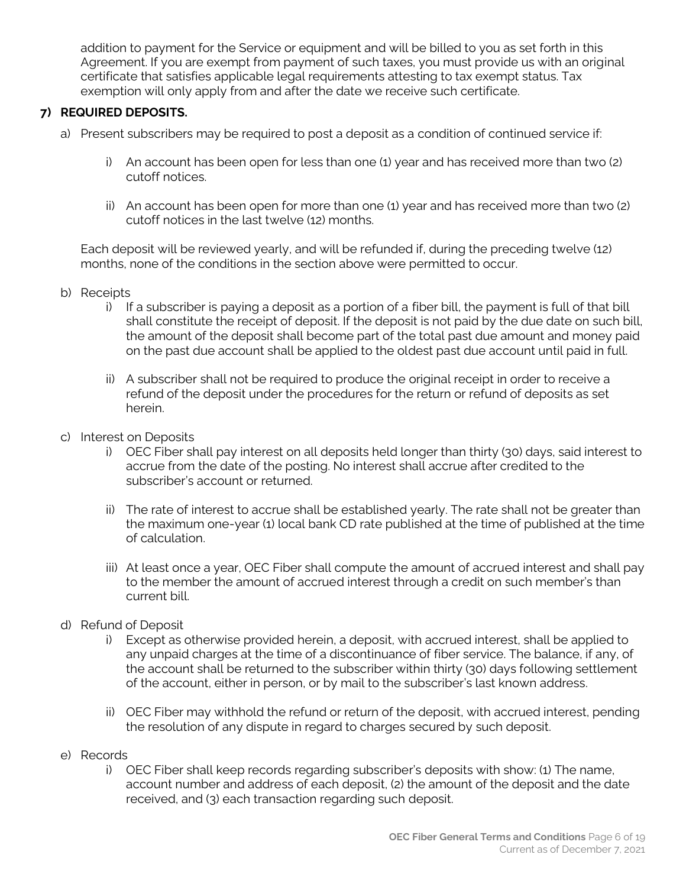addition to payment for the Service or equipment and will be billed to you as set forth in this Agreement. If you are exempt from payment of such taxes, you must provide us with an original certificate that satisfies applicable legal requirements attesting to tax exempt status. Tax exemption will only apply from and after the date we receive such certificate.

**7) REQUIRED DEPOSITS.**

a) Present subscribers may be required to post a deposit as a condition of continued service if:

   i) An account has been open for less than one (1) year and has received more than two (2) cutoff notices.

   ii) An account has been open for more than one (1) year and has received more than two (2) cutoff notices in the last twelve (12) months.

   Each deposit will be reviewed yearly, and will be refunded if, during the preceding twelve (12) months, none of the conditions in the section above were permitted to occur.

b) Receipts

   i) If a subscriber is paying a deposit as a portion of a fiber bill, the payment is full of that bill shall constitute the receipt of deposit. If the deposit is not paid by the due date on such bill, the amount of the deposit shall become part of the total past due amount and money paid on the past due account shall be applied to the oldest past due account until paid in full.

   ii) A subscriber shall not be required to produce the original receipt in order to receive a refund of the deposit under the procedures for the return or refund of deposits as set herein.

c) Interest on Deposits

   i) OEC Fiber shall pay interest on all deposits held longer than thirty (30) days, said interest to accrue from the date of the posting. No interest shall accrue after credited to the subscriber's account or returned.

   ii) The rate of interest to accrue shall be established yearly. The rate shall not be greater than the maximum one-year (1) local bank CD rate published at the time of published at the time of calculation.

   iii) At least once a year, OEC Fiber shall compute the amount of accrued interest and shall pay to the member the amount of accrued interest through a credit on such member's than current bill.

d) Refund of Deposit

   i) Except as otherwise provided herein, a deposit, with accrued interest, shall be applied to any unpaid charges at the time of a discontinuance of fiber service. The balance, if any, of the account shall be returned to the subscriber within thirty (30) days following settlement of the account, either in person, or by mail to the subscriber's last known address.

   ii) OEC Fiber may withhold the refund or return of the deposit, with accrued interest, pending the resolution of any dispute in regard to charges secured by such deposit.

e) Records

   i) OEC Fiber shall keep records regarding subscriber's deposits with show: (1) The name, account number and address of each deposit, (2) the amount of the deposit and the date received, and (3) each transaction regarding such deposit.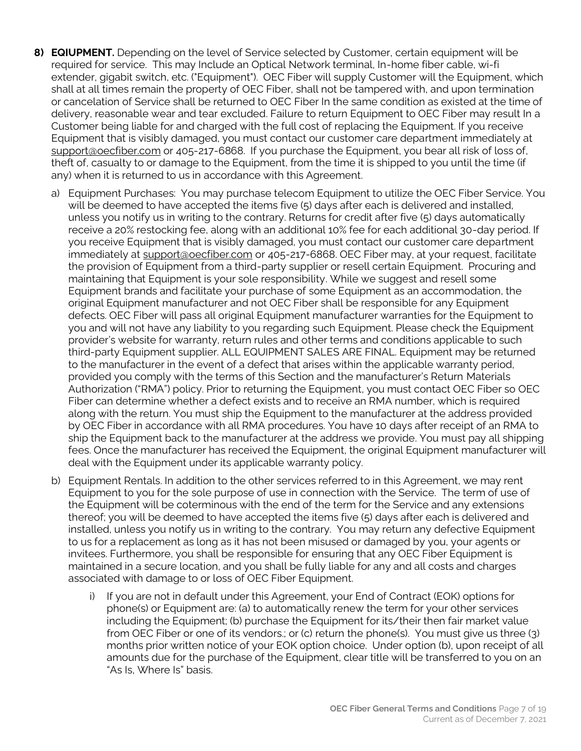8) **EQUIPMENT.** Depending on the level of Service selected by Customer, certain equipment will be required for service. This may Include an Optical Network terminal, In-home fiber cable, wi-fi extender, gigabit switch, etc. ("Equipment"). OEC Fiber will supply Customer will the Equipment, which shall at all times remain the property of OEC Fiber, shall not be tampered with, and upon termination or cancelation of Service shall be returned to OEC Fiber In the same condition as existed at the time of delivery, reasonable wear and tear excluded. Failure to return Equipment to OEC Fiber may result In a Customer being liable for and charged with the full cost of replacing the Equipment. If you receive Equipment that is visibly damaged, you must contact our customer care department immediately at support@oecfiber.com or 405-217-6868. If you purchase the Equipment, you bear all risk of loss of, theft of, casualty to or damage to the Equipment, from the time it is shipped to you until the time (if any) when it is returned to us in accordance with this Agreement.

   a) Equipment Purchases: You may purchase telecom Equipment to utilize the OEC Fiber Service. You will be deemed to have accepted the items five (5) days after each is delivered and installed, unless you notify us in writing to the contrary. Returns for credit after five (5) days automatically receive a 20% restocking fee, along with an additional 10% fee for each additional 30-day period. If you receive Equipment that is visibly damaged, you must contact our customer care department immediately at support@oecfiber.com or 405-217-6868. OEC Fiber may, at your request, facilitate the provision of Equipment from a third-party supplier or resell certain Equipment. Procuring and maintaining that Equipment is your sole responsibility. While we suggest and resell some Equipment brands and facilitate your purchase of some Equipment as an accommodation, the original Equipment manufacturer and not OEC Fiber shall be responsible for any Equipment defects. OEC Fiber will pass all original Equipment manufacturer warranties for the Equipment to you and will not have any liability to you regarding such Equipment. Please check the Equipment provider's website for warranty, return rules and other terms and conditions applicable to such third-party Equipment supplier. ALL EQUIPMENT SALES ARE FINAL. Equipment may be returned to the manufacturer in the event of a defect that arises within the applicable warranty period, provided you comply with the terms of this Section and the manufacturer's Return Materials Authorization ("RMA") policy. Prior to returning the Equipment, you must contact OEC Fiber so OEC Fiber can determine whether a defect exists and to receive an RMA number, which is required along with the return. You must ship the Equipment to the manufacturer at the address provided by OEC Fiber in accordance with all RMA procedures. You have 10 days after receipt of an RMA to ship the Equipment back to the manufacturer at the address we provide. You must pay all shipping fees. Once the manufacturer has received the Equipment, the original Equipment manufacturer will deal with the Equipment under its applicable warranty policy.

   b) Equipment Rentals. In addition to the other services referred to in this Agreement, we may rent Equipment to you for the sole purpose of use in connection with the Service. The term of use of the Equipment will be coterminous with the end of the term for the Service and any extensions thereof; you will be deemed to have accepted the items five (5) days after each is delivered and installed, unless you notify us in writing to the contrary. You may return any defective Equipment to us for a replacement as long as it has not been misused or damaged by you, your agents or invitees. Furthermore, you shall be responsible for ensuring that any OEC Fiber Equipment is maintained in a secure location, and you shall be fully liable for any and all costs and charges associated with damage to or loss of OEC Fiber Equipment.

      i) If you are not in default under this Agreement, your End of Contract (EOK) options for phone(s) or Equipment are: (a) to automatically renew the term for your other services including the Equipment; (b) purchase the Equipment for its/their then fair market value from OEC Fiber or one of its vendors.; or (c) return the phone(s). You must give us three (3) months prior written notice of your EOK option choice. Under option (b), upon receipt of all amounts due for the purchase of the Equipment, clear title will be transferred to you on an "As Is, Where Is" basis.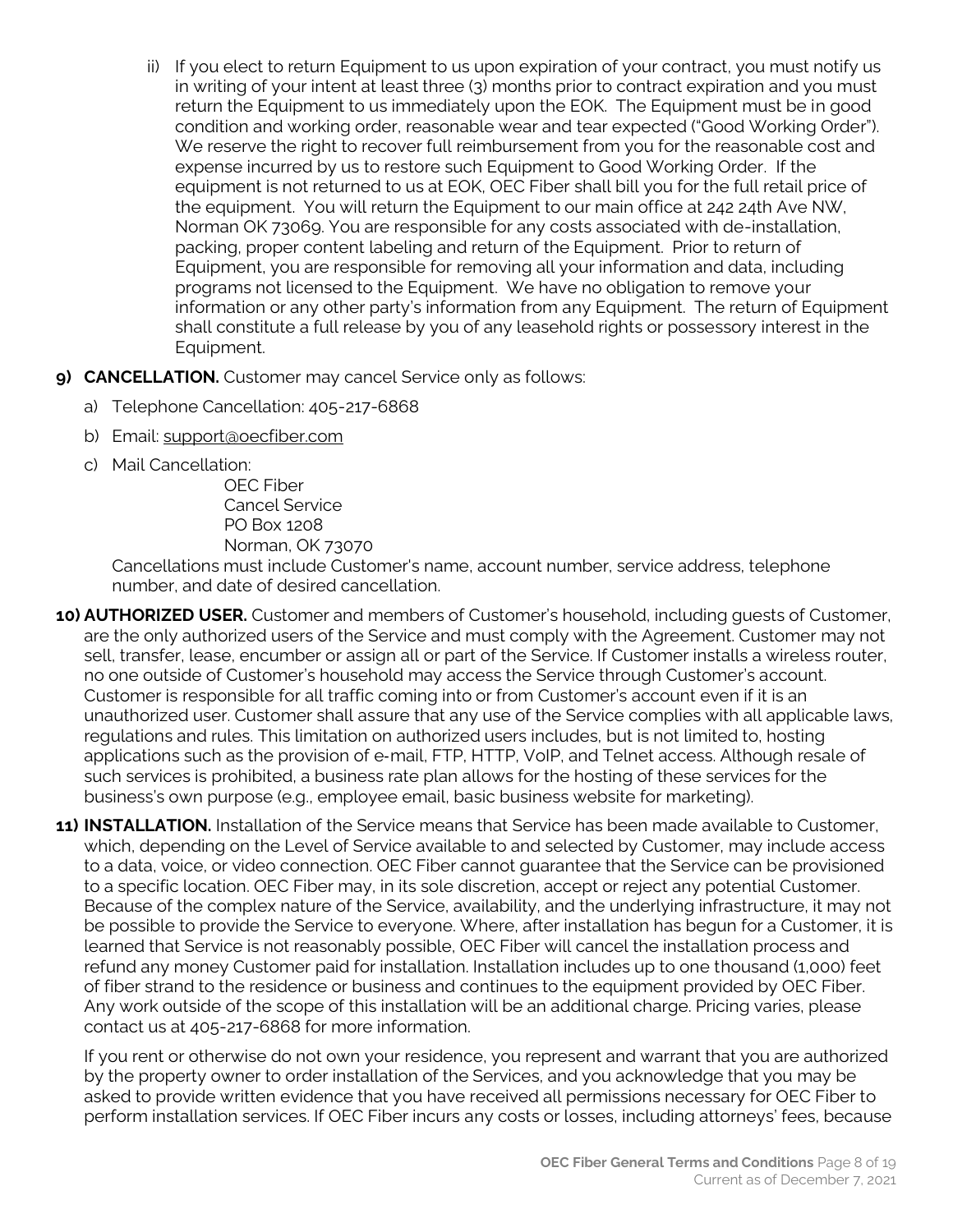ii) If you elect to return Equipment to us upon expiration of your contract, you must notify us in writing of your intent at least three (3) months prior to contract expiration and you must return the Equipment to us immediately upon the EOK. The Equipment must be in good condition and working order, reasonable wear and tear expected ("Good Working Order"). We reserve the right to recover full reimbursement from you for the reasonable cost and expense incurred by us to restore such Equipment to Good Working Order. If the equipment is not returned to us at EOK, OEC Fiber shall bill you for the full retail price of the equipment. You will return the Equipment to our main office at 242 24th Ave NW, Norman OK 73069. You are responsible for any costs associated with de-installation, packing, proper content labeling and return of the Equipment. Prior to return of Equipment, you are responsible for removing all your information and data, including programs not licensed to the Equipment. We have no obligation to remove your information or any other party's information from any Equipment. The return of Equipment shall constitute a full release by you of any leasehold rights or possessory interest in the Equipment.

**9) CANCELLATION.** Customer may cancel Service only as follows:

a) Telephone Cancellation: 405-217-6868

b) Email: support@oecfiber.com

c) Mail Cancellation:

OEC Fiber
Cancel Service
PO Box 1208
Norman, OK 73070

Cancellations must include Customer's name, account number, service address, telephone number, and date of desired cancellation.

**10) AUTHORIZED USER.** Customer and members of Customer's household, including guests of Customer, are the only authorized users of the Service and must comply with the Agreement. Customer may not sell, transfer, lease, encumber or assign all or part of the Service. If Customer installs a wireless router, no one outside of Customer's household may access the Service through Customer's account. Customer is responsible for all traffic coming into or from Customer's account even if it is an unauthorized user. Customer shall assure that any use of the Service complies with all applicable laws, regulations and rules. This limitation on authorized users includes, but is not limited to, hosting applications such as the provision of e-mail, FTP, HTTP, VoIP, and Telnet access. Although resale of such services is prohibited, a business rate plan allows for the hosting of these services for the business's own purpose (e.g., employee email, basic business website for marketing).

**11) INSTALLATION.** Installation of the Service means that Service has been made available to Customer, which, depending on the Level of Service available to and selected by Customer, may include access to a data, voice, or video connection. OEC Fiber cannot guarantee that the Service can be provisioned to a specific location. OEC Fiber may, in its sole discretion, accept or reject any potential Customer. Because of the complex nature of the Service, availability, and the underlying infrastructure, it may not be possible to provide the Service to everyone. Where, after installation has begun for a Customer, it is learned that Service is not reasonably possible, OEC Fiber will cancel the installation process and refund any money Customer paid for installation. Installation includes up to one thousand (1,000) feet of fiber strand to the residence or business and continues to the equipment provided by OEC Fiber. Any work outside of the scope of this installation will be an additional charge. Pricing varies, please contact us at 405-217-6868 for more information.

If you rent or otherwise do not own your residence, you represent and warrant that you are authorized by the property owner to order installation of the Services, and you acknowledge that you may be asked to provide written evidence that you have received all permissions necessary for OEC Fiber to perform installation services. If OEC Fiber incurs any costs or losses, including attorneys' fees, because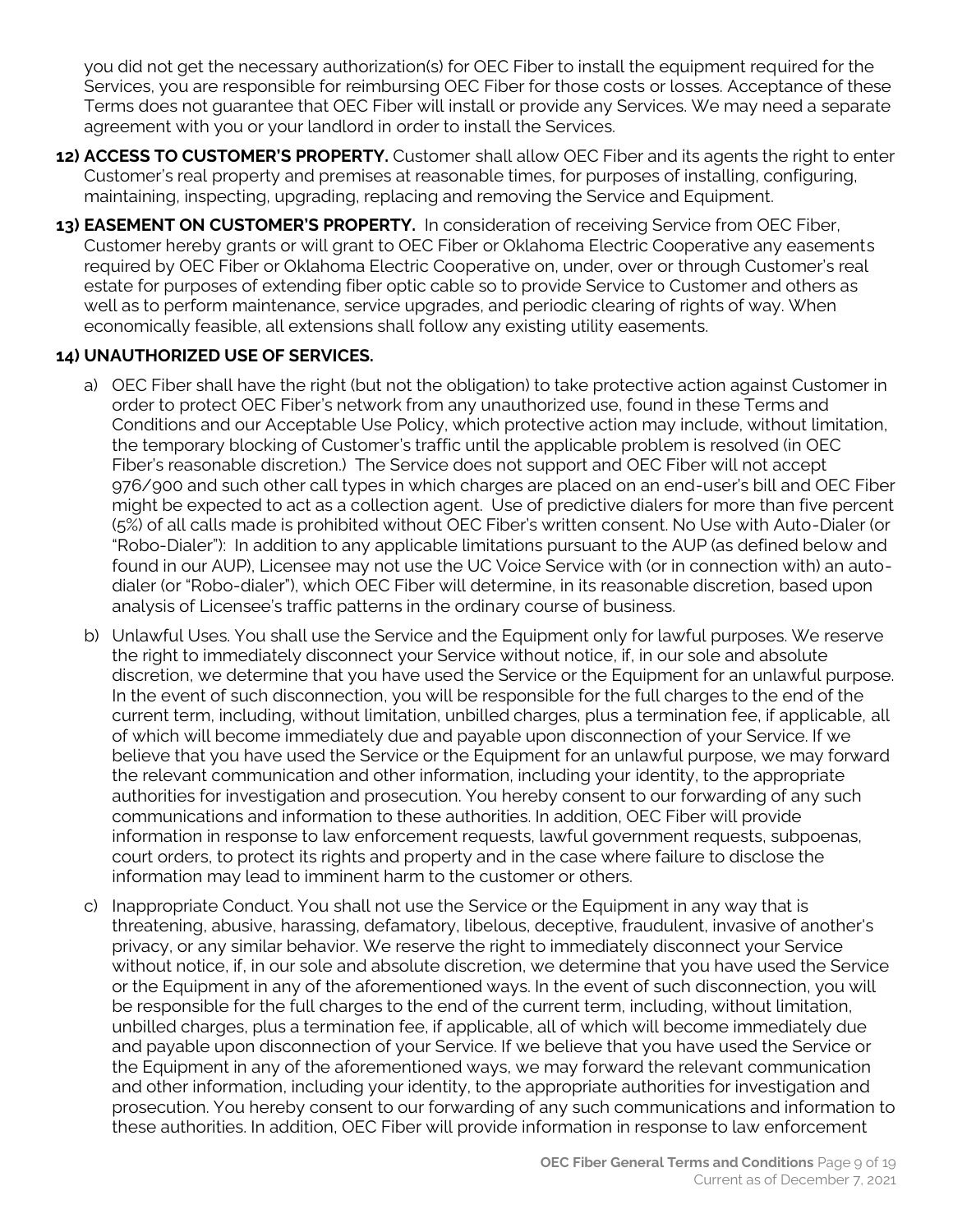you did not get the necessary authorization(s) for OEC Fiber to install the equipment required for the Services, you are responsible for reimbursing OEC Fiber for those costs or losses. Acceptance of these Terms does not guarantee that OEC Fiber will install or provide any Services. We may need a separate agreement with you or your landlord in order to install the Services.

**12) ACCESS TO CUSTOMER'S PROPERTY.** Customer shall allow OEC Fiber and its agents the right to enter Customer's real property and premises at reasonable times, for purposes of installing, configuring, maintaining, inspecting, upgrading, replacing and removing the Service and Equipment.

**13) EASEMENT ON CUSTOMER'S PROPERTY.** In consideration of receiving Service from OEC Fiber, Customer hereby grants or will grant to OEC Fiber or Oklahoma Electric Cooperative any easements required by OEC Fiber or Oklahoma Electric Cooperative on, under, over or through Customer's real estate for purposes of extending fiber optic cable so to provide Service to Customer and others as well as to perform maintenance, service upgrades, and periodic clearing of rights of way. When economically feasible, all extensions shall follow any existing utility easements.

**14) UNAUTHORIZED USE OF SERVICES.**

a) OEC Fiber shall have the right (but not the obligation) to take protective action against Customer in order to protect OEC Fiber's network from any unauthorized use, found in these Terms and Conditions and our Acceptable Use Policy, which protective action may include, without limitation, the temporary blocking of Customer's traffic until the applicable problem is resolved (in OEC Fiber's reasonable discretion.) The Service does not support and OEC Fiber will not accept 976/900 and such other call types in which charges are placed on an end-user's bill and OEC Fiber might be expected to act as a collection agent. Use of predictive dialers for more than five percent (5%) of all calls made is prohibited without OEC Fiber's written consent. No Use with Auto-Dialer (or "Robo-Dialer"): In addition to any applicable limitations pursuant to the AUP (as defined below and found in our AUP), Licensee may not use the UC Voice Service with (or in connection with) an auto-dialer (or "Robo-dialer"), which OEC Fiber will determine, in its reasonable discretion, based upon analysis of Licensee's traffic patterns in the ordinary course of business.

b) Unlawful Uses. You shall use the Service and the Equipment only for lawful purposes. We reserve the right to immediately disconnect your Service without notice, if, in our sole and absolute discretion, we determine that you have used the Service or the Equipment for an unlawful purpose. In the event of such disconnection, you will be responsible for the full charges to the end of the current term, including, without limitation, unbilled charges, plus a termination fee, if applicable, all of which will become immediately due and payable upon disconnection of your Service. If we believe that you have used the Service or the Equipment for an unlawful purpose, we may forward the relevant communication and other information, including your identity, to the appropriate authorities for investigation and prosecution. You hereby consent to our forwarding of any such communications and information to these authorities. In addition, OEC Fiber will provide information in response to law enforcement requests, lawful government requests, subpoenas, court orders, to protect its rights and property and in the case where failure to disclose the information may lead to imminent harm to the customer or others.

c) Inappropriate Conduct. You shall not use the Service or the Equipment in any way that is threatening, abusive, harassing, defamatory, libelous, deceptive, fraudulent, invasive of another's privacy, or any similar behavior. We reserve the right to immediately disconnect your Service without notice, if, in our sole and absolute discretion, we determine that you have used the Service or the Equipment in any of the aforementioned ways. In the event of such disconnection, you will be responsible for the full charges to the end of the current term, including, without limitation, unbilled charges, plus a termination fee, if applicable, all of which will become immediately due and payable upon disconnection of your Service. If we believe that you have used the Service or the Equipment in any of the aforementioned ways, we may forward the relevant communication and other information, including your identity, to the appropriate authorities for investigation and prosecution. You hereby consent to our forwarding of any such communications and information to these authorities. In addition, OEC Fiber will provide information in response to law enforcement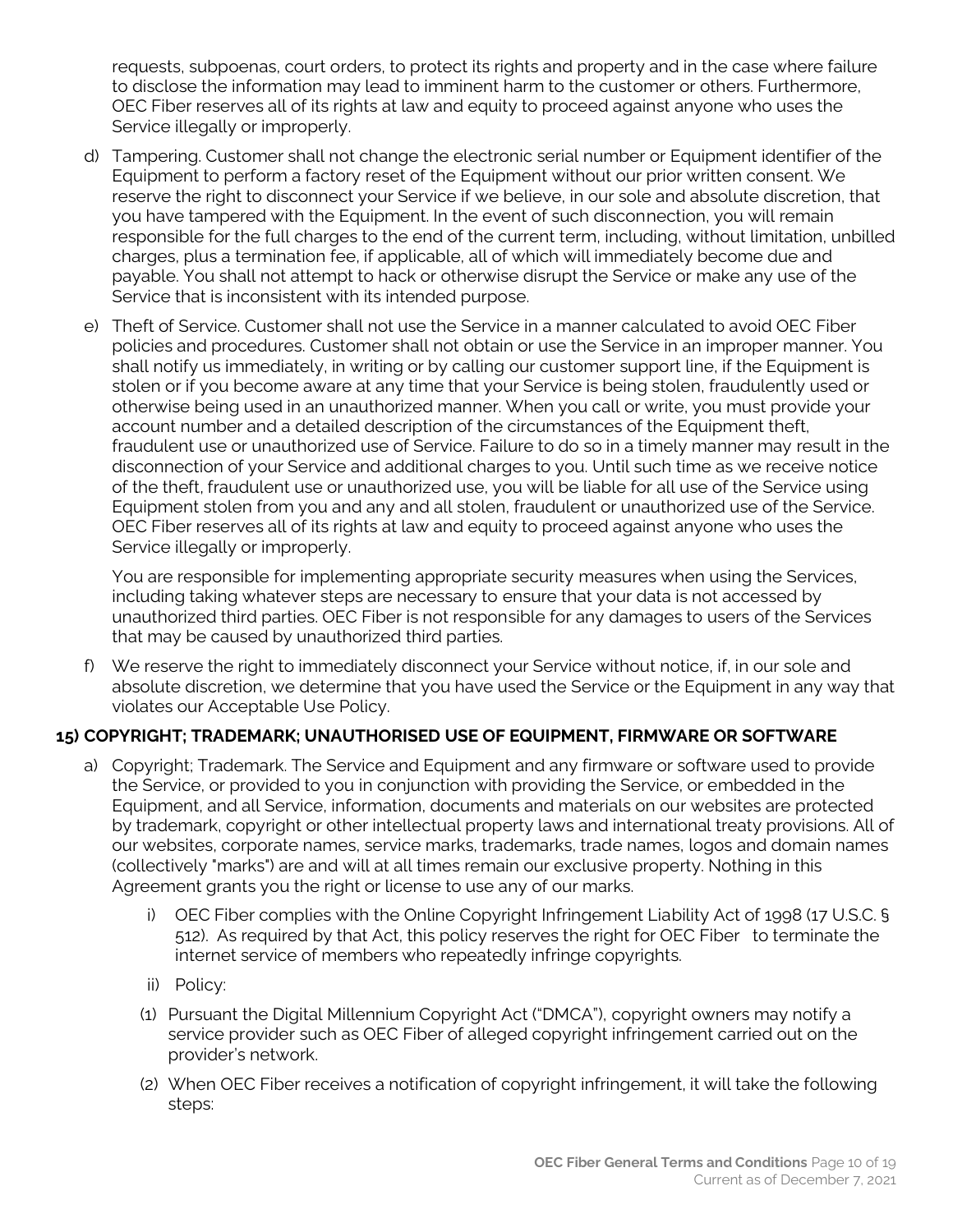requests, subpoenas, court orders, to protect its rights and property and in the case where failure to disclose the information may lead to imminent harm to the customer or others. Furthermore, OEC Fiber reserves all of its rights at law and equity to proceed against anyone who uses the Service illegally or improperly.

d) Tampering. Customer shall not change the electronic serial number or Equipment identifier of the Equipment to perform a factory reset of the Equipment without our prior written consent. We reserve the right to disconnect your Service if we believe, in our sole and absolute discretion, that you have tampered with the Equipment. In the event of such disconnection, you will remain responsible for the full charges to the end of the current term, including, without limitation, unbilled charges, plus a termination fee, if applicable, all of which will immediately become due and payable. You shall not attempt to hack or otherwise disrupt the Service or make any use of the Service that is inconsistent with its intended purpose.

e) Theft of Service. Customer shall not use the Service in a manner calculated to avoid OEC Fiber policies and procedures. Customer shall not obtain or use the Service in an improper manner. You shall notify us immediately, in writing or by calling our customer support line, if the Equipment is stolen or if you become aware at any time that your Service is being stolen, fraudulently used or otherwise being used in an unauthorized manner. When you call or write, you must provide your account number and a detailed description of the circumstances of the Equipment theft, fraudulent use or unauthorized use of Service. Failure to do so in a timely manner may result in the disconnection of your Service and additional charges to you. Until such time as we receive notice of the theft, fraudulent use or unauthorized use, you will be liable for all use of the Service using Equipment stolen from you and any and all stolen, fraudulent or unauthorized use of the Service. OEC Fiber reserves all of its rights at law and equity to proceed against anyone who uses the Service illegally or improperly.

   You are responsible for implementing appropriate security measures when using the Services, including taking whatever steps are necessary to ensure that your data is not accessed by unauthorized third parties. OEC Fiber is not responsible for any damages to users of the Services that may be caused by unauthorized third parties.

f) We reserve the right to immediately disconnect your Service without notice, if, in our sole and absolute discretion, we determine that you have used the Service or the Equipment in any way that violates our Acceptable Use Policy.

**15) COPYRIGHT; TRADEMARK; UNAUTHORISED USE OF EQUIPMENT, FIRMWARE OR SOFTWARE**

a) Copyright; Trademark. The Service and Equipment and any firmware or software used to provide the Service, or provided to you in conjunction with providing the Service, or embedded in the Equipment, and all Service, information, documents and materials on our websites are protected by trademark, copyright or other intellectual property laws and international treaty provisions. All of our websites, corporate names, service marks, trademarks, trade names, logos and domain names (collectively "marks") are and will at all times remain our exclusive property. Nothing in this Agreement grants you the right or license to use any of our marks.

   i) OEC Fiber complies with the Online Copyright Infringement Liability Act of 1998 (17 U.S.C. § 512). As required by that Act, this policy reserves the right for OEC Fiber to terminate the internet service of members who repeatedly infringe copyrights.

   ii) Policy:

   (1) Pursuant the Digital Millennium Copyright Act ("DMCA"), copyright owners may notify a service provider such as OEC Fiber of alleged copyright infringement carried out on the provider's network.

   (2) When OEC Fiber receives a notification of copyright infringement, it will take the following steps: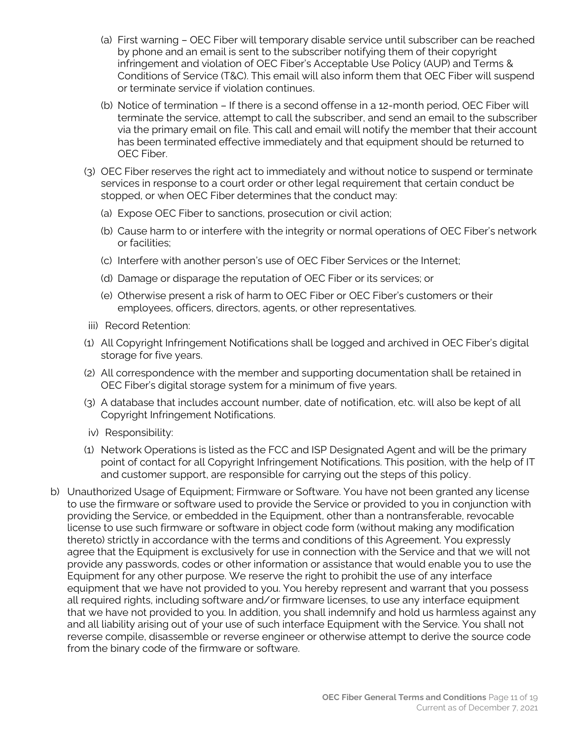(a) First warning – OEC Fiber will temporary disable service until subscriber can be reached by phone and an email is sent to the subscriber notifying them of their copyright infringement and violation of OEC Fiber's Acceptable Use Policy (AUP) and Terms & Conditions of Service (T&C). This email will also inform them that OEC Fiber will suspend or terminate service if violation continues.

(b) Notice of termination – If there is a second offense in a 12-month period, OEC Fiber will terminate the service, attempt to call the subscriber, and send an email to the subscriber via the primary email on file. This call and email will notify the member that their account has been terminated effective immediately and that equipment should be returned to OEC Fiber.

(3) OEC Fiber reserves the right act to immediately and without notice to suspend or terminate services in response to a court order or other legal requirement that certain conduct be stopped, or when OEC Fiber determines that the conduct may:

(a) Expose OEC Fiber to sanctions, prosecution or civil action;

(b) Cause harm to or interfere with the integrity or normal operations of OEC Fiber's network or facilities;

(c) Interfere with another person's use of OEC Fiber Services or the Internet;

(d) Damage or disparage the reputation of OEC Fiber or its services; or

(e) Otherwise present a risk of harm to OEC Fiber or OEC Fiber's customers or their employees, officers, directors, agents, or other representatives.

iii) Record Retention:

(1) All Copyright Infringement Notifications shall be logged and archived in OEC Fiber's digital storage for five years.

(2) All correspondence with the member and supporting documentation shall be retained in OEC Fiber's digital storage system for a minimum of five years.

(3) A database that includes account number, date of notification, etc. will also be kept of all Copyright Infringement Notifications.

iv) Responsibility:

(1) Network Operations is listed as the FCC and ISP Designated Agent and will be the primary point of contact for all Copyright Infringement Notifications. This position, with the help of IT and customer support, are responsible for carrying out the steps of this policy.

b) Unauthorized Usage of Equipment; Firmware or Software. You have not been granted any license to use the firmware or software used to provide the Service or provided to you in conjunction with providing the Service, or embedded in the Equipment, other than a nontransferable, revocable license to use such firmware or software in object code form (without making any modification thereto) strictly in accordance with the terms and conditions of this Agreement. You expressly agree that the Equipment is exclusively for use in connection with the Service and that we will not provide any passwords, codes or other information or assistance that would enable you to use the Equipment for any other purpose. We reserve the right to prohibit the use of any interface equipment that we have not provided to you. You hereby represent and warrant that you possess all required rights, including software and/or firmware licenses, to use any interface equipment that we have not provided to you. In addition, you shall indemnify and hold us harmless against any and all liability arising out of your use of such interface Equipment with the Service. You shall not reverse compile, disassemble or reverse engineer or otherwise attempt to derive the source code from the binary code of the firmware or software.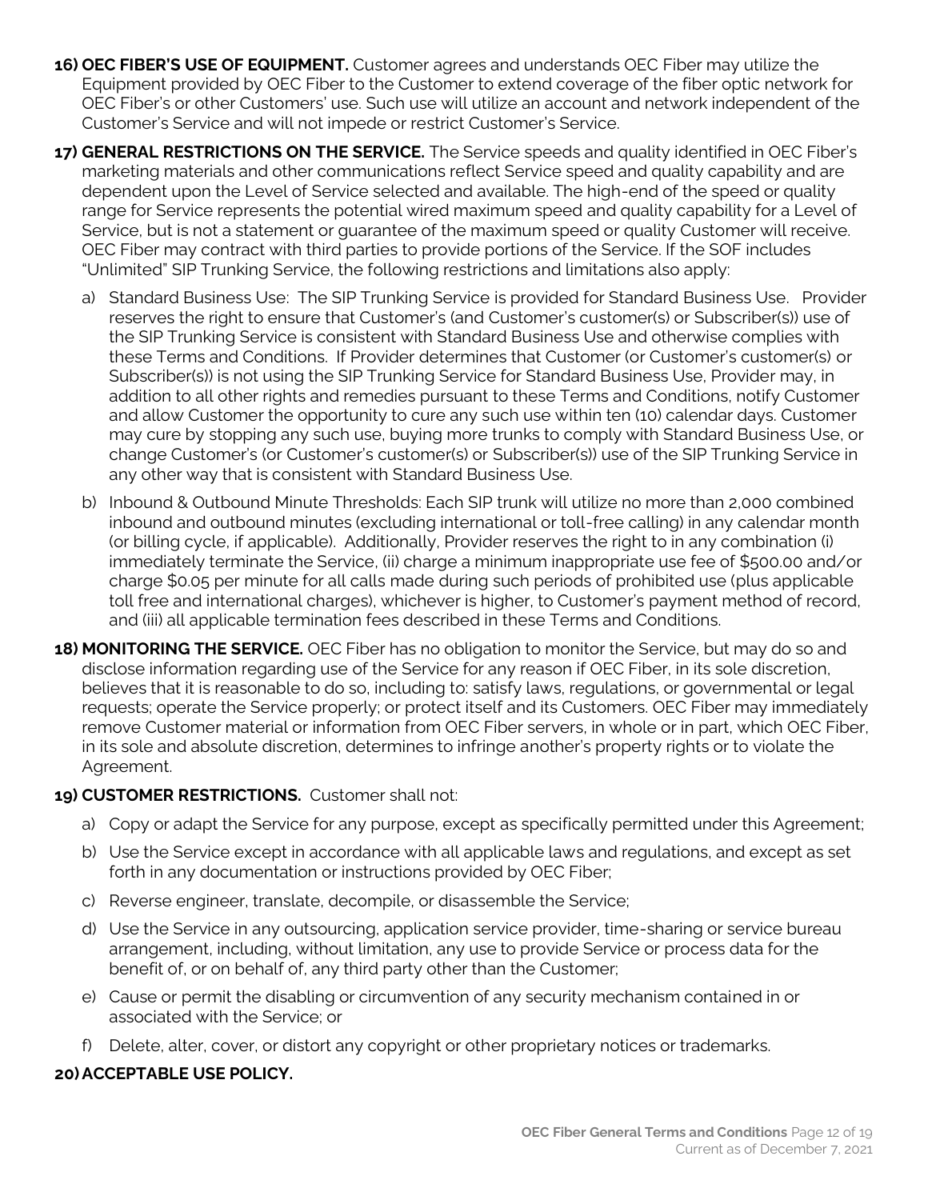16) **OEC FIBER'S USE OF EQUIPMENT.** Customer agrees and understands OEC Fiber may utilize the Equipment provided by OEC Fiber to the Customer to extend coverage of the fiber optic network for OEC Fiber's or other Customers' use. Such use will utilize an account and network independent of the Customer's Service and will not impede or restrict Customer's Service.

17) **GENERAL RESTRICTIONS ON THE SERVICE.** The Service speeds and quality identified in OEC Fiber's marketing materials and other communications reflect Service speed and quality capability and are dependent upon the Level of Service selected and available. The high-end of the speed or quality range for Service represents the potential wired maximum speed and quality capability for a Level of Service, but is not a statement or guarantee of the maximum speed or quality Customer will receive. OEC Fiber may contract with third parties to provide portions of the Service. If the SOF includes "Unlimited" SIP Trunking Service, the following restrictions and limitations also apply:

   a) Standard Business Use: The SIP Trunking Service is provided for Standard Business Use. Provider reserves the right to ensure that Customer's (and Customer's customer(s) or Subscriber(s)) use of the SIP Trunking Service is consistent with Standard Business Use and otherwise complies with these Terms and Conditions. If Provider determines that Customer (or Customer's customer(s) or Subscriber(s)) is not using the SIP Trunking Service for Standard Business Use, Provider may, in addition to all other rights and remedies pursuant to these Terms and Conditions, notify Customer and allow Customer the opportunity to cure any such use within ten (10) calendar days. Customer may cure by stopping any such use, buying more trunks to comply with Standard Business Use, or change Customer's (or Customer's customer(s) or Subscriber(s)) use of the SIP Trunking Service in any other way that is consistent with Standard Business Use.

   b) Inbound & Outbound Minute Thresholds: Each SIP trunk will utilize no more than 2,000 combined inbound and outbound minutes (excluding international or toll-free calling) in any calendar month (or billing cycle, if applicable). Additionally, Provider reserves the right to in any combination (i) immediately terminate the Service, (ii) charge a minimum inappropriate use fee of $500.00 and/or charge $0.05 per minute for all calls made during such periods of prohibited use (plus applicable toll free and international charges), whichever is higher, to Customer's payment method of record, and (iii) all applicable termination fees described in these Terms and Conditions.

18) **MONITORING THE SERVICE.** OEC Fiber has no obligation to monitor the Service, but may do so and disclose information regarding use of the Service for any reason if OEC Fiber, in its sole discretion, believes that it is reasonable to do so, including to: satisfy laws, regulations, or governmental or legal requests; operate the Service properly; or protect itself and its Customers. OEC Fiber may immediately remove Customer material or information from OEC Fiber servers, in whole or in part, which OEC Fiber, in its sole and absolute discretion, determines to infringe another's property rights or to violate the Agreement.

19) **CUSTOMER RESTRICTIONS.** Customer shall not:

   a) Copy or adapt the Service for any purpose, except as specifically permitted under this Agreement;

   b) Use the Service except in accordance with all applicable laws and regulations, and except as set forth in any documentation or instructions provided by OEC Fiber;

   c) Reverse engineer, translate, decompile, or disassemble the Service;

   d) Use the Service in any outsourcing, application service provider, time-sharing or service bureau arrangement, including, without limitation, any use to provide Service or process data for the benefit of, or on behalf of, any third party other than the Customer;

   e) Cause or permit the disabling or circumvention of any security mechanism contained in or associated with the Service; or

   f) Delete, alter, cover, or distort any copyright or other proprietary notices or trademarks.

20) **ACCEPTABLE USE POLICY.**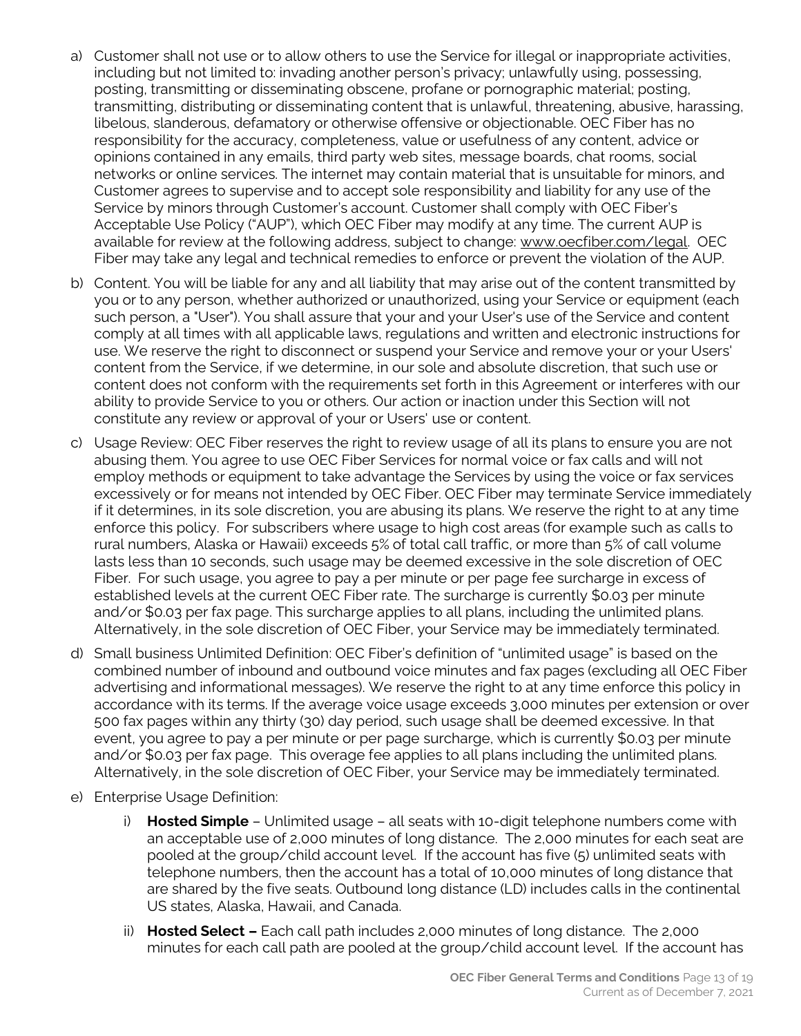a) Customer shall not use or to allow others to use the Service for illegal or inappropriate activities, including but not limited to: invading another person's privacy; unlawfully using, possessing, posting, transmitting or disseminating obscene, profane or pornographic material; posting, transmitting, distributing or disseminating content that is unlawful, threatening, abusive, harassing, libelous, slanderous, defamatory or otherwise offensive or objectionable. OEC Fiber has no responsibility for the accuracy, completeness, value or usefulness of any content, advice or opinions contained in any emails, third party web sites, message boards, chat rooms, social networks or online services. The internet may contain material that is unsuitable for minors, and Customer agrees to supervise and to accept sole responsibility and liability for any use of the Service by minors through Customer's account. Customer shall comply with OEC Fiber's Acceptable Use Policy ("AUP"), which OEC Fiber may modify at any time. The current AUP is available for review at the following address, subject to change: www.oecfiber.com/legal. OEC Fiber may take any legal and technical remedies to enforce or prevent the violation of the AUP.

b) Content. You will be liable for any and all liability that may arise out of the content transmitted by you or to any person, whether authorized or unauthorized, using your Service or equipment (each such person, a "User"). You shall assure that your and your User's use of the Service and content comply at all times with all applicable laws, regulations and written and electronic instructions for use. We reserve the right to disconnect or suspend your Service and remove your or your Users' content from the Service, if we determine, in our sole and absolute discretion, that such use or content does not conform with the requirements set forth in this Agreement or interferes with our ability to provide Service to you or others. Our action or inaction under this Section will not constitute any review or approval of your or Users' use or content.

c) Usage Review: OEC Fiber reserves the right to review usage of all its plans to ensure you are not abusing them. You agree to use OEC Fiber Services for normal voice or fax calls and will not employ methods or equipment to take advantage the Services by using the voice or fax services excessively or for means not intended by OEC Fiber. OEC Fiber may terminate Service immediately if it determines, in its sole discretion, you are abusing its plans. We reserve the right to at any time enforce this policy. For subscribers where usage to high cost areas (for example such as calls to rural numbers, Alaska or Hawaii) exceeds 5% of total call traffic, or more than 5% of call volume lasts less than 10 seconds, such usage may be deemed excessive in the sole discretion of OEC Fiber. For such usage, you agree to pay a per minute or per page fee surcharge in excess of established levels at the current OEC Fiber rate. The surcharge is currently $0.03 per minute and/or $0.03 per fax page. This surcharge applies to all plans, including the unlimited plans. Alternatively, in the sole discretion of OEC Fiber, your Service may be immediately terminated.

d) Small business Unlimited Definition: OEC Fiber's definition of "unlimited usage" is based on the combined number of inbound and outbound voice minutes and fax pages (excluding all OEC Fiber advertising and informational messages). We reserve the right to at any time enforce this policy in accordance with its terms. If the average voice usage exceeds 3,000 minutes per extension or over 500 fax pages within any thirty (30) day period, such usage shall be deemed excessive. In that event, you agree to pay a per minute or per page surcharge, which is currently $0.03 per minute and/or $0.03 per fax page. This overage fee applies to all plans including the unlimited plans. Alternatively, in the sole discretion of OEC Fiber, your Service may be immediately terminated.

e) Enterprise Usage Definition:

   i) **Hosted Simple** – Unlimited usage – all seats with 10-digit telephone numbers come with an acceptable use of 2,000 minutes of long distance. The 2,000 minutes for each seat are pooled at the group/child account level. If the account has five (5) unlimited seats with telephone numbers, then the account has a total of 10,000 minutes of long distance that are shared by the five seats. Outbound long distance (LD) includes calls in the continental US states, Alaska, Hawaii, and Canada.

   ii) **Hosted Select –** Each call path includes 2,000 minutes of long distance. The 2,000 minutes for each call path are pooled at the group/child account level. If the account has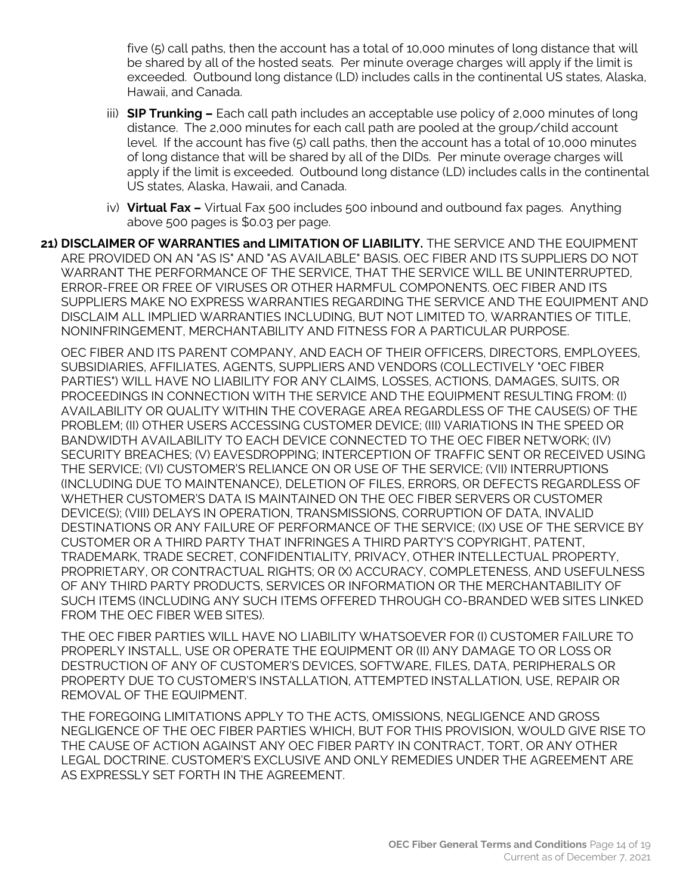five (5) call paths, then the account has a total of 10,000 minutes of long distance that will be shared by all of the hosted seats. Per minute overage charges will apply if the limit is exceeded. Outbound long distance (LD) includes calls in the continental US states, Alaska, Hawaii, and Canada.

iii) **SIP Trunking –** Each call path includes an acceptable use policy of 2,000 minutes of long distance. The 2,000 minutes for each call path are pooled at the group/child account level. If the account has five (5) call paths, then the account has a total of 10,000 minutes of long distance that will be shared by all of the DIDs. Per minute overage charges will apply if the limit is exceeded. Outbound long distance (LD) includes calls in the continental US states, Alaska, Hawaii, and Canada.

iv) **Virtual Fax –** Virtual Fax 500 includes 500 inbound and outbound fax pages. Anything above 500 pages is $0.03 per page.

**21) DISCLAIMER OF WARRANTIES and LIMITATION OF LIABILITY.** THE SERVICE AND THE EQUIPMENT ARE PROVIDED ON AN "AS IS" AND "AS AVAILABLE" BASIS. OEC FIBER AND ITS SUPPLIERS DO NOT WARRANT THE PERFORMANCE OF THE SERVICE, THAT THE SERVICE WILL BE UNINTERRUPTED, ERROR-FREE OR FREE OF VIRUSES OR OTHER HARMFUL COMPONENTS. OEC FIBER AND ITS SUPPLIERS MAKE NO EXPRESS WARRANTIES REGARDING THE SERVICE AND THE EQUIPMENT AND DISCLAIM ALL IMPLIED WARRANTIES INCLUDING, BUT NOT LIMITED TO, WARRANTIES OF TITLE, NONINFRINGEMENT, MERCHANTABILITY AND FITNESS FOR A PARTICULAR PURPOSE.

OEC FIBER AND ITS PARENT COMPANY, AND EACH OF THEIR OFFICERS, DIRECTORS, EMPLOYEES, SUBSIDIARIES, AFFILIATES, AGENTS, SUPPLIERS AND VENDORS (COLLECTIVELY "OEC FIBER PARTIES") WILL HAVE NO LIABILITY FOR ANY CLAIMS, LOSSES, ACTIONS, DAMAGES, SUITS, OR PROCEEDINGS IN CONNECTION WITH THE SERVICE AND THE EQUIPMENT RESULTING FROM: (I) AVAILABILITY OR QUALITY WITHIN THE COVERAGE AREA REGARDLESS OF THE CAUSE(S) OF THE PROBLEM; (II) OTHER USERS ACCESSING CUSTOMER DEVICE; (III) VARIATIONS IN THE SPEED OR BANDWIDTH AVAILABILITY TO EACH DEVICE CONNECTED TO THE OEC FIBER NETWORK; (IV) SECURITY BREACHES; (V) EAVESDROPPING; INTERCEPTION OF TRAFFIC SENT OR RECEIVED USING THE SERVICE; (VI) CUSTOMER'S RELIANCE ON OR USE OF THE SERVICE; (VII) INTERRUPTIONS (INCLUDING DUE TO MAINTENANCE), DELETION OF FILES, ERRORS, OR DEFECTS REGARDLESS OF WHETHER CUSTOMER'S DATA IS MAINTAINED ON THE OEC FIBER SERVERS OR CUSTOMER DEVICE(S); (VIII) DELAYS IN OPERATION, TRANSMISSIONS, CORRUPTION OF DATA, INVALID DESTINATIONS OR ANY FAILURE OF PERFORMANCE OF THE SERVICE; (IX) USE OF THE SERVICE BY CUSTOMER OR A THIRD PARTY THAT INFRINGES A THIRD PARTY'S COPYRIGHT, PATENT, TRADEMARK, TRADE SECRET, CONFIDENTIALITY, PRIVACY, OTHER INTELLECTUAL PROPERTY, PROPRIETARY, OR CONTRACTUAL RIGHTS; OR (X) ACCURACY, COMPLETENESS, AND USEFULNESS OF ANY THIRD PARTY PRODUCTS, SERVICES OR INFORMATION OR THE MERCHANTABILITY OF SUCH ITEMS (INCLUDING ANY SUCH ITEMS OFFERED THROUGH CO-BRANDED WEB SITES LINKED FROM THE OEC FIBER WEB SITES).

THE OEC FIBER PARTIES WILL HAVE NO LIABILITY WHATSOEVER FOR (I) CUSTOMER FAILURE TO PROPERLY INSTALL, USE OR OPERATE THE EQUIPMENT OR (II) ANY DAMAGE TO OR LOSS OR DESTRUCTION OF ANY OF CUSTOMER'S DEVICES, SOFTWARE, FILES, DATA, PERIPHERALS OR PROPERTY DUE TO CUSTOMER'S INSTALLATION, ATTEMPTED INSTALLATION, USE, REPAIR OR REMOVAL OF THE EQUIPMENT.

THE FOREGOING LIMITATIONS APPLY TO THE ACTS, OMISSIONS, NEGLIGENCE AND GROSS NEGLIGENCE OF THE OEC FIBER PARTIES WHICH, BUT FOR THIS PROVISION, WOULD GIVE RISE TO THE CAUSE OF ACTION AGAINST ANY OEC FIBER PARTY IN CONTRACT, TORT, OR ANY OTHER LEGAL DOCTRINE. CUSTOMER'S EXCLUSIVE AND ONLY REMEDIES UNDER THE AGREEMENT ARE AS EXPRESSLY SET FORTH IN THE AGREEMENT.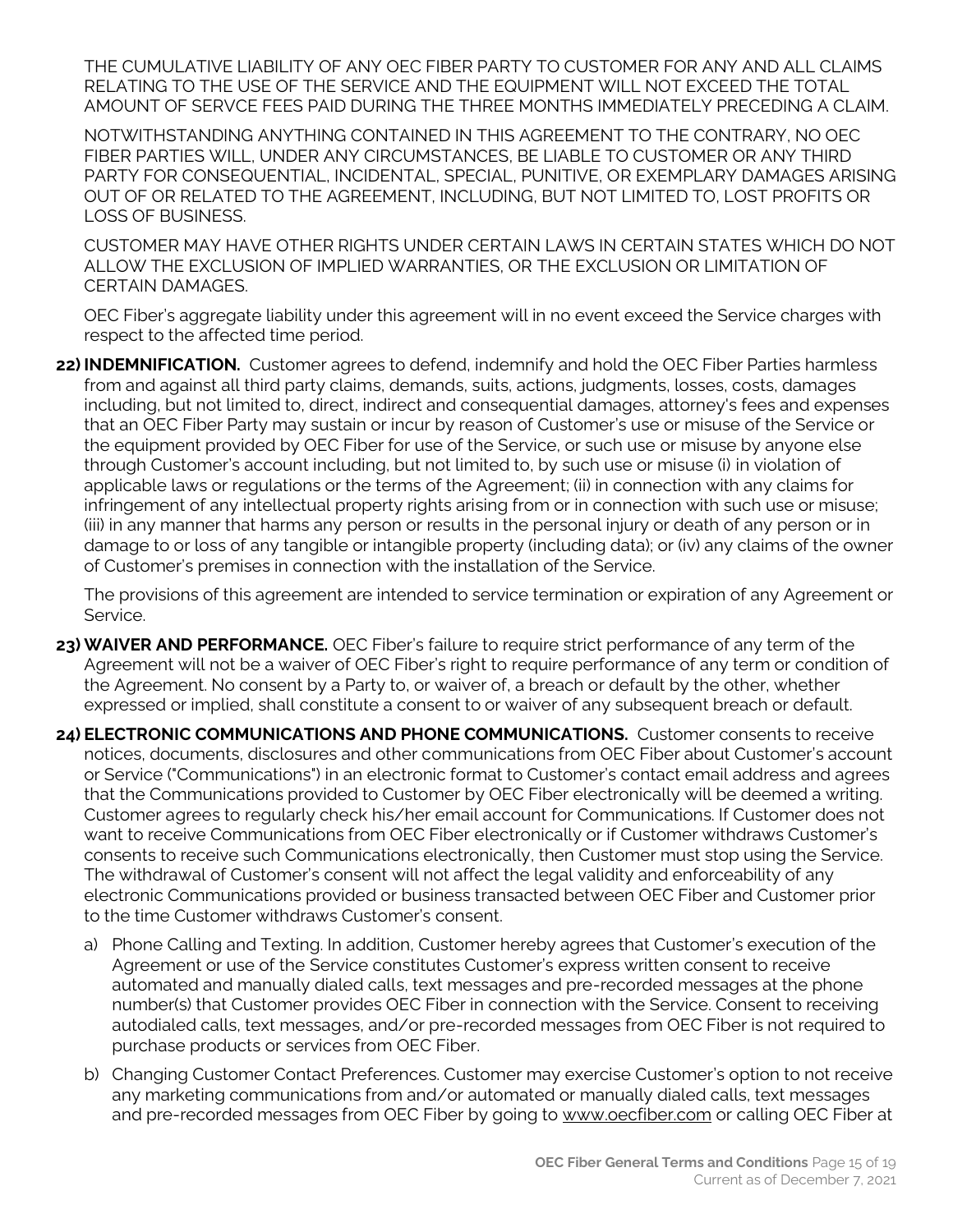THE CUMULATIVE LIABILITY OF ANY OEC FIBER PARTY TO CUSTOMER FOR ANY AND ALL CLAIMS RELATING TO THE USE OF THE SERVICE AND THE EQUIPMENT WILL NOT EXCEED THE TOTAL AMOUNT OF SERVCE FEES PAID DURING THE THREE MONTHS IMMEDIATELY PRECEDING A CLAIM.

NOTWITHSTANDING ANYTHING CONTAINED IN THIS AGREEMENT TO THE CONTRARY, NO OEC FIBER PARTIES WILL, UNDER ANY CIRCUMSTANCES, BE LIABLE TO CUSTOMER OR ANY THIRD PARTY FOR CONSEQUENTIAL, INCIDENTAL, SPECIAL, PUNITIVE, OR EXEMPLARY DAMAGES ARISING OUT OF OR RELATED TO THE AGREEMENT, INCLUDING, BUT NOT LIMITED TO, LOST PROFITS OR LOSS OF BUSINESS.

CUSTOMER MAY HAVE OTHER RIGHTS UNDER CERTAIN LAWS IN CERTAIN STATES WHICH DO NOT ALLOW THE EXCLUSION OF IMPLIED WARRANTIES, OR THE EXCLUSION OR LIMITATION OF CERTAIN DAMAGES.

OEC Fiber's aggregate liability under this agreement will in no event exceed the Service charges with respect to the affected time period.

22) **INDEMNIFICATION.** Customer agrees to defend, indemnify and hold the OEC Fiber Parties harmless from and against all third party claims, demands, suits, actions, judgments, losses, costs, damages including, but not limited to, direct, indirect and consequential damages, attorney's fees and expenses that an OEC Fiber Party may sustain or incur by reason of Customer's use or misuse of the Service or the equipment provided by OEC Fiber for use of the Service, or such use or misuse by anyone else through Customer's account including, but not limited to, by such use or misuse (i) in violation of applicable laws or regulations or the terms of the Agreement; (ii) in connection with any claims for infringement of any intellectual property rights arising from or in connection with such use or misuse; (iii) in any manner that harms any person or results in the personal injury or death of any person or in damage to or loss of any tangible or intangible property (including data); or (iv) any claims of the owner of Customer's premises in connection with the installation of the Service.

    The provisions of this agreement are intended to service termination or expiration of any Agreement or Service.

23) **WAIVER AND PERFORMANCE.** OEC Fiber's failure to require strict performance of any term of the Agreement will not be a waiver of OEC Fiber's right to require performance of any term or condition of the Agreement. No consent by a Party to, or waiver of, a breach or default by the other, whether expressed or implied, shall constitute a consent to or waiver of any subsequent breach or default.

24) **ELECTRONIC COMMUNICATIONS AND PHONE COMMUNICATIONS.** Customer consents to receive notices, documents, disclosures and other communications from OEC Fiber about Customer's account or Service ("Communications") in an electronic format to Customer's contact email address and agrees that the Communications provided to Customer by OEC Fiber electronically will be deemed a writing. Customer agrees to regularly check his/her email account for Communications. If Customer does not want to receive Communications from OEC Fiber electronically or if Customer withdraws Customer's consents to receive such Communications electronically, then Customer must stop using the Service. The withdrawal of Customer's consent will not affect the legal validity and enforceability of any electronic Communications provided or business transacted between OEC Fiber and Customer prior to the time Customer withdraws Customer's consent.

    a) Phone Calling and Texting. In addition, Customer hereby agrees that Customer's execution of the Agreement or use of the Service constitutes Customer's express written consent to receive automated and manually dialed calls, text messages and pre-recorded messages at the phone number(s) that Customer provides OEC Fiber in connection with the Service. Consent to receiving autodialed calls, text messages, and/or pre-recorded messages from OEC Fiber is not required to purchase products or services from OEC Fiber.

    b) Changing Customer Contact Preferences. Customer may exercise Customer's option to not receive any marketing communications from and/or automated or manually dialed calls, text messages and pre-recorded messages from OEC Fiber by going to www.oecfiber.com or calling OEC Fiber at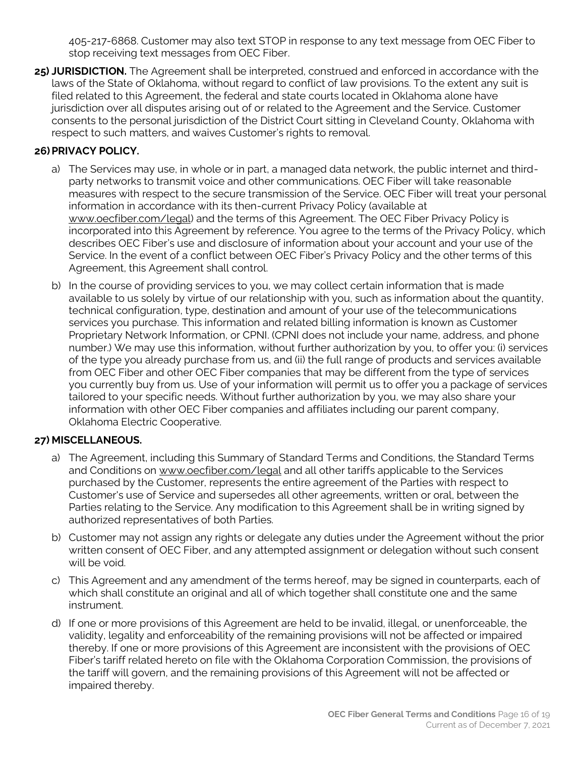405-217-6868. Customer may also text STOP in response to any text message from OEC Fiber to stop receiving text messages from OEC Fiber.

**25) JURISDICTION.** The Agreement shall be interpreted, construed and enforced in accordance with the laws of the State of Oklahoma, without regard to conflict of law provisions. To the extent any suit is filed related to this Agreement, the federal and state courts located in Oklahoma alone have jurisdiction over all disputes arising out of or related to the Agreement and the Service. Customer consents to the personal jurisdiction of the District Court sitting in Cleveland County, Oklahoma with respect to such matters, and waives Customer's rights to removal.

**26) PRIVACY POLICY.**

a) The Services may use, in whole or in part, a managed data network, the public internet and third-party networks to transmit voice and other communications. OEC Fiber will take reasonable measures with respect to the secure transmission of the Service. OEC Fiber will treat your personal information in accordance with its then-current Privacy Policy (available at www.oecfiber.com/legal) and the terms of this Agreement. The OEC Fiber Privacy Policy is incorporated into this Agreement by reference. You agree to the terms of the Privacy Policy, which describes OEC Fiber's use and disclosure of information about your account and your use of the Service. In the event of a conflict between OEC Fiber's Privacy Policy and the other terms of this Agreement, this Agreement shall control.

b) In the course of providing services to you, we may collect certain information that is made available to us solely by virtue of our relationship with you, such as information about the quantity, technical configuration, type, destination and amount of your use of the telecommunications services you purchase. This information and related billing information is known as Customer Proprietary Network Information, or CPNI. (CPNI does not include your name, address, and phone number.) We may use this information, without further authorization by you, to offer you: (i) services of the type you already purchase from us, and (ii) the full range of products and services available from OEC Fiber and other OEC Fiber companies that may be different from the type of services you currently buy from us. Use of your information will permit us to offer you a package of services tailored to your specific needs. Without further authorization by you, we may also share your information with other OEC Fiber companies and affiliates including our parent company, Oklahoma Electric Cooperative.

**27) MISCELLANEOUS.**

a) The Agreement, including this Summary of Standard Terms and Conditions, the Standard Terms and Conditions on www.oecfiber.com/legal and all other tariffs applicable to the Services purchased by the Customer, represents the entire agreement of the Parties with respect to Customer's use of Service and supersedes all other agreements, written or oral, between the Parties relating to the Service. Any modification to this Agreement shall be in writing signed by authorized representatives of both Parties.

b) Customer may not assign any rights or delegate any duties under the Agreement without the prior written consent of OEC Fiber, and any attempted assignment or delegation without such consent will be void.

c) This Agreement and any amendment of the terms hereof, may be signed in counterparts, each of which shall constitute an original and all of which together shall constitute one and the same instrument.

d) If one or more provisions of this Agreement are held to be invalid, illegal, or unenforceable, the validity, legality and enforceability of the remaining provisions will not be affected or impaired thereby. If one or more provisions of this Agreement are inconsistent with the provisions of OEC Fiber's tariff related hereto on file with the Oklahoma Corporation Commission, the provisions of the tariff will govern, and the remaining provisions of this Agreement will not be affected or impaired thereby.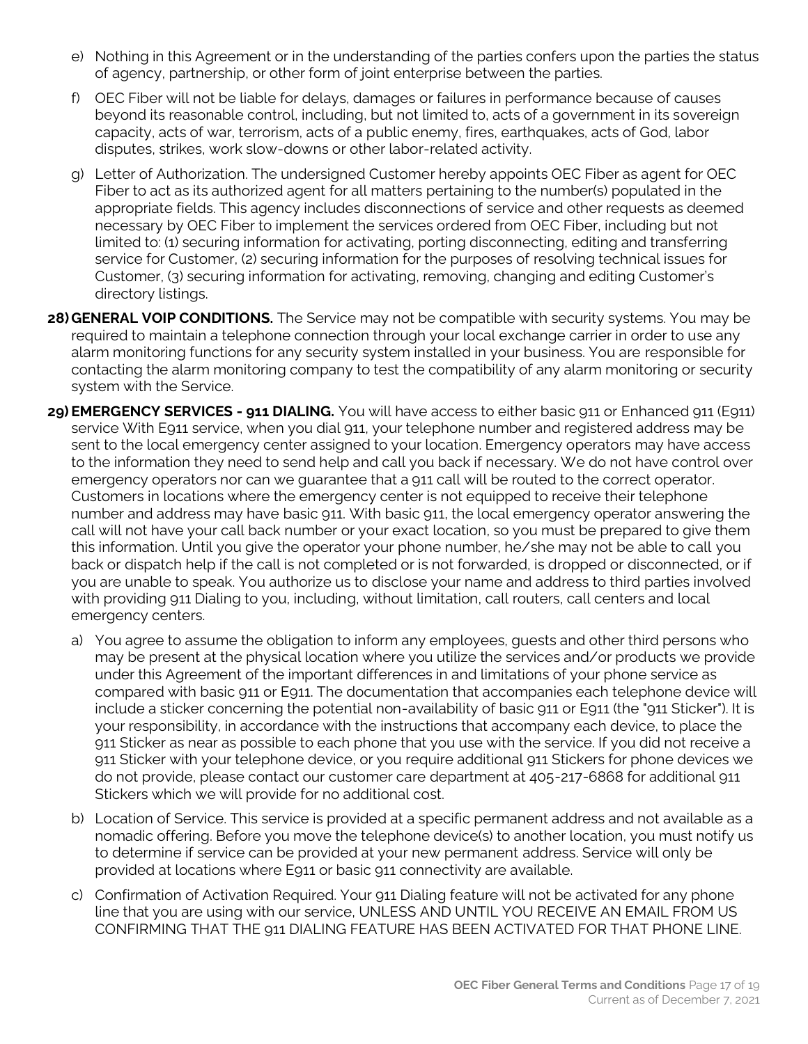e) Nothing in this Agreement or in the understanding of the parties confers upon the parties the status of agency, partnership, or other form of joint enterprise between the parties.

f) OEC Fiber will not be liable for delays, damages or failures in performance because of causes beyond its reasonable control, including, but not limited to, acts of a government in its sovereign capacity, acts of war, terrorism, acts of a public enemy, fires, earthquakes, acts of God, labor disputes, strikes, work slow-downs or other labor-related activity.

g) Letter of Authorization. The undersigned Customer hereby appoints OEC Fiber as agent for OEC Fiber to act as its authorized agent for all matters pertaining to the number(s) populated in the appropriate fields. This agency includes disconnections of service and other requests as deemed necessary by OEC Fiber to implement the services ordered from OEC Fiber, including but not limited to: (1) securing information for activating, porting disconnecting, editing and transferring service for Customer, (2) securing information for the purposes of resolving technical issues for Customer, (3) securing information for activating, removing, changing and editing Customer's directory listings.

28) **GENERAL VOIP CONDITIONS.** The Service may not be compatible with security systems. You may be required to maintain a telephone connection through your local exchange carrier in order to use any alarm monitoring functions for any security system installed in your business. You are responsible for contacting the alarm monitoring company to test the compatibility of any alarm monitoring or security system with the Service.

29) **EMERGENCY SERVICES - 911 DIALING.** You will have access to either basic 911 or Enhanced 911 (E911) service With E911 service, when you dial 911, your telephone number and registered address may be sent to the local emergency center assigned to your location. Emergency operators may have access to the information they need to send help and call you back if necessary. We do not have control over emergency operators nor can we guarantee that a 911 call will be routed to the correct operator. Customers in locations where the emergency center is not equipped to receive their telephone number and address may have basic 911. With basic 911, the local emergency operator answering the call will not have your call back number or your exact location, so you must be prepared to give them this information. Until you give the operator your phone number, he/she may not be able to call you back or dispatch help if the call is not completed or is not forwarded, is dropped or disconnected, or if you are unable to speak. You authorize us to disclose your name and address to third parties involved with providing 911 Dialing to you, including, without limitation, call routers, call centers and local emergency centers.

a) You agree to assume the obligation to inform any employees, guests and other third persons who may be present at the physical location where you utilize the services and/or products we provide under this Agreement of the important differences in and limitations of your phone service as compared with basic 911 or E911. The documentation that accompanies each telephone device will include a sticker concerning the potential non-availability of basic 911 or E911 (the "911 Sticker"). It is your responsibility, in accordance with the instructions that accompany each device, to place the 911 Sticker as near as possible to each phone that you use with the service. If you did not receive a 911 Sticker with your telephone device, or you require additional 911 Stickers for phone devices we do not provide, please contact our customer care department at 405-217-6868 for additional 911 Stickers which we will provide for no additional cost.

b) Location of Service. This service is provided at a specific permanent address and not available as a nomadic offering. Before you move the telephone device(s) to another location, you must notify us to determine if service can be provided at your new permanent address. Service will only be provided at locations where E911 or basic 911 connectivity are available.

c) Confirmation of Activation Required. Your 911 Dialing feature will not be activated for any phone line that you are using with our service, UNLESS AND UNTIL YOU RECEIVE AN EMAIL FROM US CONFIRMING THAT THE 911 DIALING FEATURE HAS BEEN ACTIVATED FOR THAT PHONE LINE.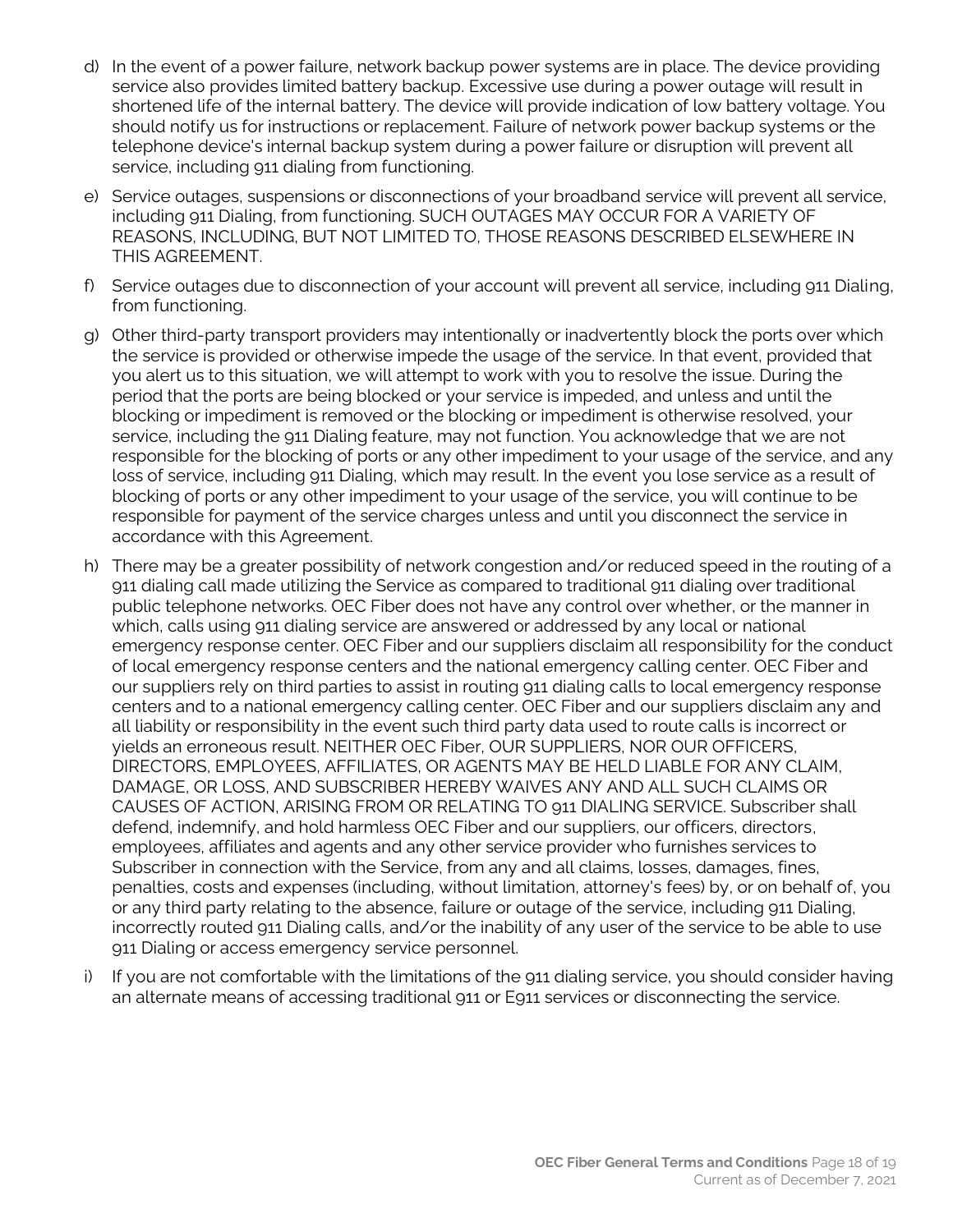d) In the event of a power failure, network backup power systems are in place. The device providing service also provides limited battery backup. Excessive use during a power outage will result in shortened life of the internal battery. The device will provide indication of low battery voltage. You should notify us for instructions or replacement. Failure of network power backup systems or the telephone device's internal backup system during a power failure or disruption will prevent all service, including 911 dialing from functioning.

e) Service outages, suspensions or disconnections of your broadband service will prevent all service, including 911 Dialing, from functioning. SUCH OUTAGES MAY OCCUR FOR A VARIETY OF REASONS, INCLUDING, BUT NOT LIMITED TO, THOSE REASONS DESCRIBED ELSEWHERE IN THIS AGREEMENT.

f) Service outages due to disconnection of your account will prevent all service, including 911 Dialing, from functioning.

g) Other third-party transport providers may intentionally or inadvertently block the ports over which the service is provided or otherwise impede the usage of the service. In that event, provided that you alert us to this situation, we will attempt to work with you to resolve the issue. During the period that the ports are being blocked or your service is impeded, and unless and until the blocking or impediment is removed or the blocking or impediment is otherwise resolved, your service, including the 911 Dialing feature, may not function. You acknowledge that we are not responsible for the blocking of ports or any other impediment to your usage of the service, and any loss of service, including 911 Dialing, which may result. In the event you lose service as a result of blocking of ports or any other impediment to your usage of the service, you will continue to be responsible for payment of the service charges unless and until you disconnect the service in accordance with this Agreement.

h) There may be a greater possibility of network congestion and/or reduced speed in the routing of a 911 dialing call made utilizing the Service as compared to traditional 911 dialing over traditional public telephone networks. OEC Fiber does not have any control over whether, or the manner in which, calls using 911 dialing service are answered or addressed by any local or national emergency response center. OEC Fiber and our suppliers disclaim all responsibility for the conduct of local emergency response centers and the national emergency calling center. OEC Fiber and our suppliers rely on third parties to assist in routing 911 dialing calls to local emergency response centers and to a national emergency calling center. OEC Fiber and our suppliers disclaim any and all liability or responsibility in the event such third party data used to route calls is incorrect or yields an erroneous result. NEITHER OEC Fiber, OUR SUPPLIERS, NOR OUR OFFICERS, DIRECTORS, EMPLOYEES, AFFILIATES, OR AGENTS MAY BE HELD LIABLE FOR ANY CLAIM, DAMAGE, OR LOSS, AND SUBSCRIBER HEREBY WAIVES ANY AND ALL SUCH CLAIMS OR CAUSES OF ACTION, ARISING FROM OR RELATING TO 911 DIALING SERVICE. Subscriber shall defend, indemnify, and hold harmless OEC Fiber and our suppliers, our officers, directors, employees, affiliates and agents and any other service provider who furnishes services to Subscriber in connection with the Service, from any and all claims, losses, damages, fines, penalties, costs and expenses (including, without limitation, attorney's fees) by, or on behalf of, you or any third party relating to the absence, failure or outage of the service, including 911 Dialing, incorrectly routed 911 Dialing calls, and/or the inability of any user of the service to be able to use 911 Dialing or access emergency service personnel.

i) If you are not comfortable with the limitations of the 911 dialing service, you should consider having an alternate means of accessing traditional 911 or E911 services or disconnecting the service.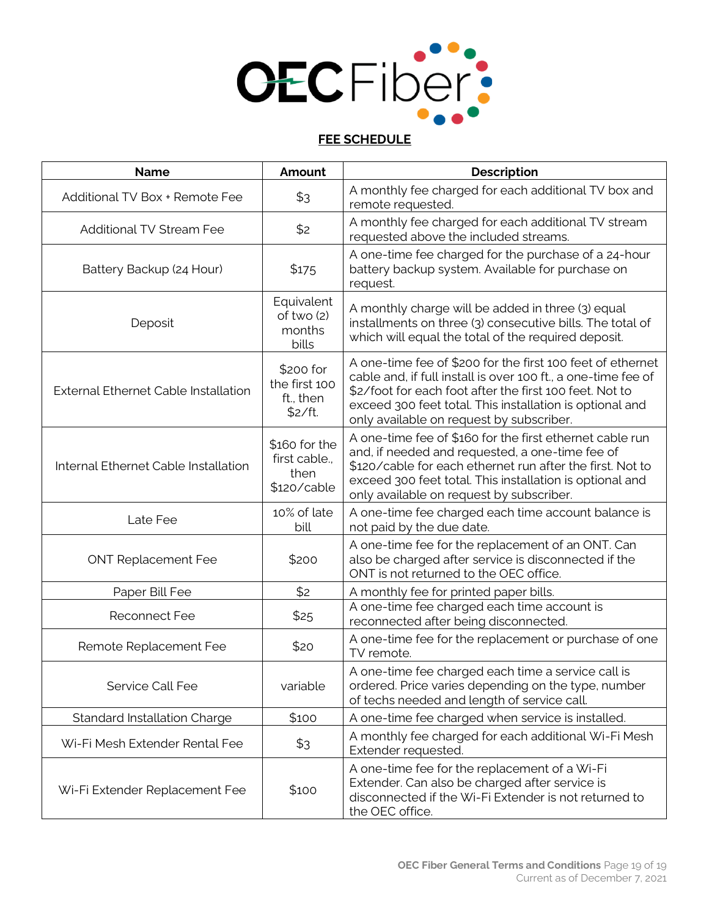# FEE SCHEDULE

| Name | Amount | Description |
| --- | --- | --- |
| Additional TV Box + Remote Fee | $3 | A monthly fee charged for each additional TV box and remote requested. |
| Additional TV Stream Fee | $2 | A monthly fee charged for each additional TV stream requested above the included streams. |
| Battery Backup (24 Hour) | $175 | A one-time fee charged for the purchase of a 24-hour battery backup system. Available for purchase on request. |
| Deposit | Equivalent of two (2) months bills | A monthly charge will be added in three (3) equal installments on three (3) consecutive bills. The total of which will equal the total of the required deposit. |
| External Ethernet Cable Installation | $200 for the first 100 ft., then $2/ft. | A one-time fee of $200 for the first 100 feet of ethernet cable and, if full install is over 100 ft., a one-time fee of $2/foot for each foot after the first 100 feet. Not to exceed 300 feet total. This installation is optional and only available on request by subscriber. |
| Internal Ethernet Cable Installation | $160 for the first cable., then $120/cable | A one-time fee of $160 for the first ethernet cable run and, if needed and requested, a one-time fee of $120/cable for each ethernet run after the first. Not to exceed 300 feet total. This installation is optional and only available on request by subscriber. |
| Late Fee | 10% of late bill | A one-time fee charged each time account balance is not paid by the due date. |
| ONT Replacement Fee | $200 | A one-time fee for the replacement of an ONT. Can also be charged after service is disconnected if the ONT is not returned to the OEC office. |
| Paper Bill Fee | $2 | A monthly fee for printed paper bills. |
| Reconnect Fee | $25 | A one-time fee charged each time account is reconnected after being disconnected. |
| Remote Replacement Fee | $20 | A one-time fee for the replacement or purchase of one TV remote. |
| Service Call Fee | variable | A one-time fee charged each time a service call is ordered. Price varies depending on the type, number of techs needed and length of service call. |
| Standard Installation Charge | $100 | A one-time fee charged when service is installed. |
| Wi-Fi Mesh Extender Rental Fee | $3 | A monthly fee charged for each additional Wi-Fi Mesh Extender requested. |
| Wi-Fi Extender Replacement Fee | $100 | A one-time fee for the replacement of a Wi-Fi Extender. Can also be charged after service is disconnected if the Wi-Fi Extender is not returned to the OEC office. |

Current as of December 7, 2021